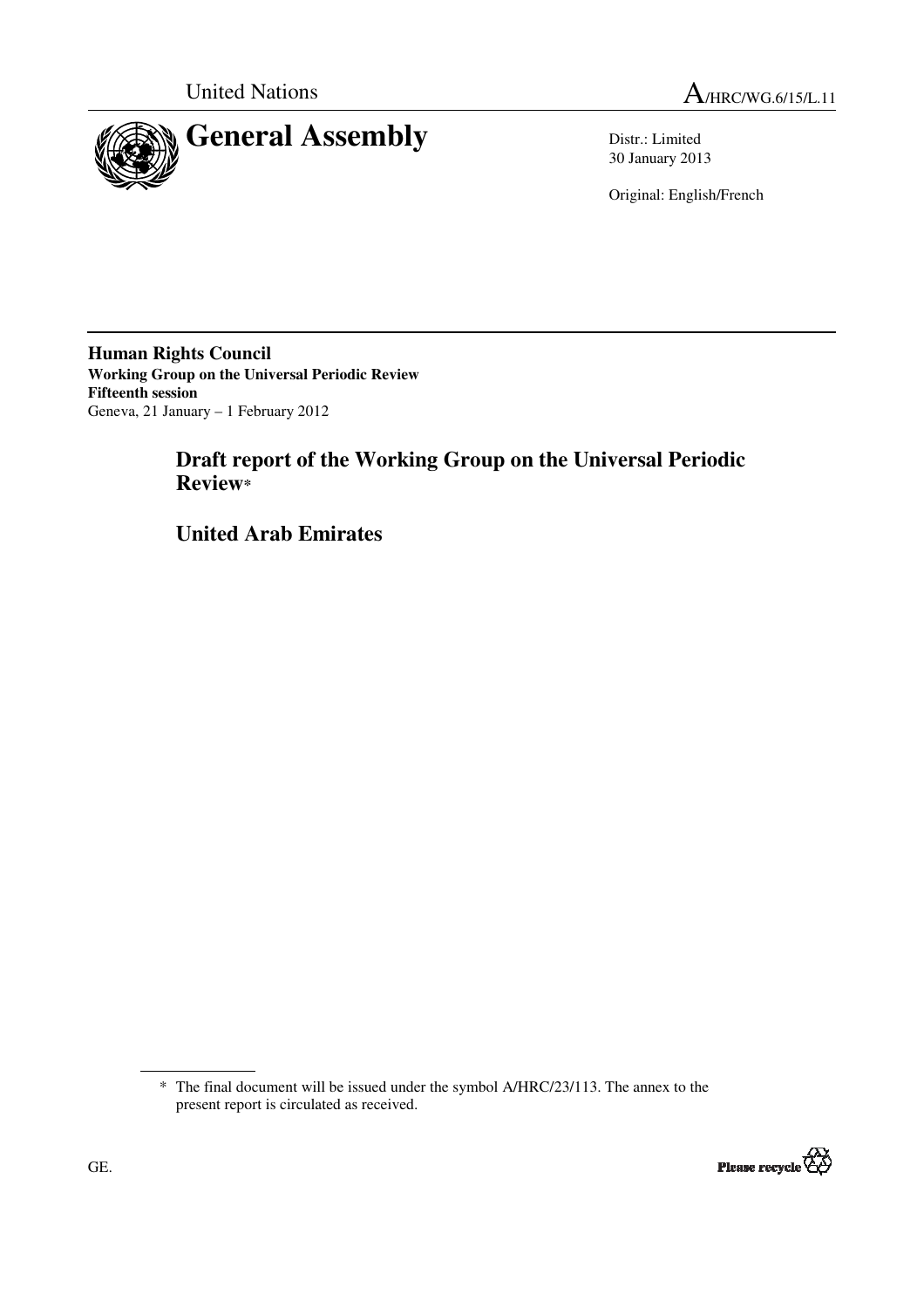United Nations A/HRC/WG.6/15/L.11

# General Assembly

Distr.: Limited
30 January 2013

Original: English/French

**Human Rights Council**
**Working Group on the Universal Periodic Review**
**Fifteenth session**
Geneva, 21 January – 1 February 2012

## Draft report of the Working Group on the Universal Periodic Review*

## United Arab Emirates

\* The final document will be issued under the symbol A/HRC/23/113. The annex to the present report is circulated as received.

GE.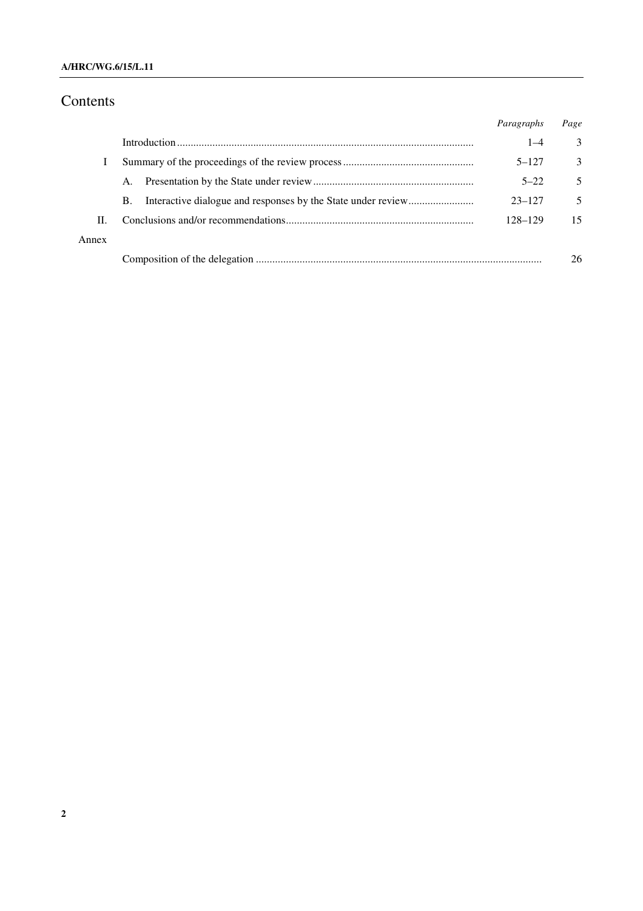# Contents

| | | *Paragraphs* | *Page* |
|---|---|---|---|
| | Introduction | 1–4 | 3 |
| I | Summary of the proceedings of the review process | 5–127 | 3 |
| | A. Presentation by the State under review | 5–22 | 5 |
| | B. Interactive dialogue and responses by the State under review | 23–127 | 5 |
| II. | Conclusions and/or recommendations | 128–129 | 15 |
| Annex | | | |
| | Composition of the delegation | | 26 |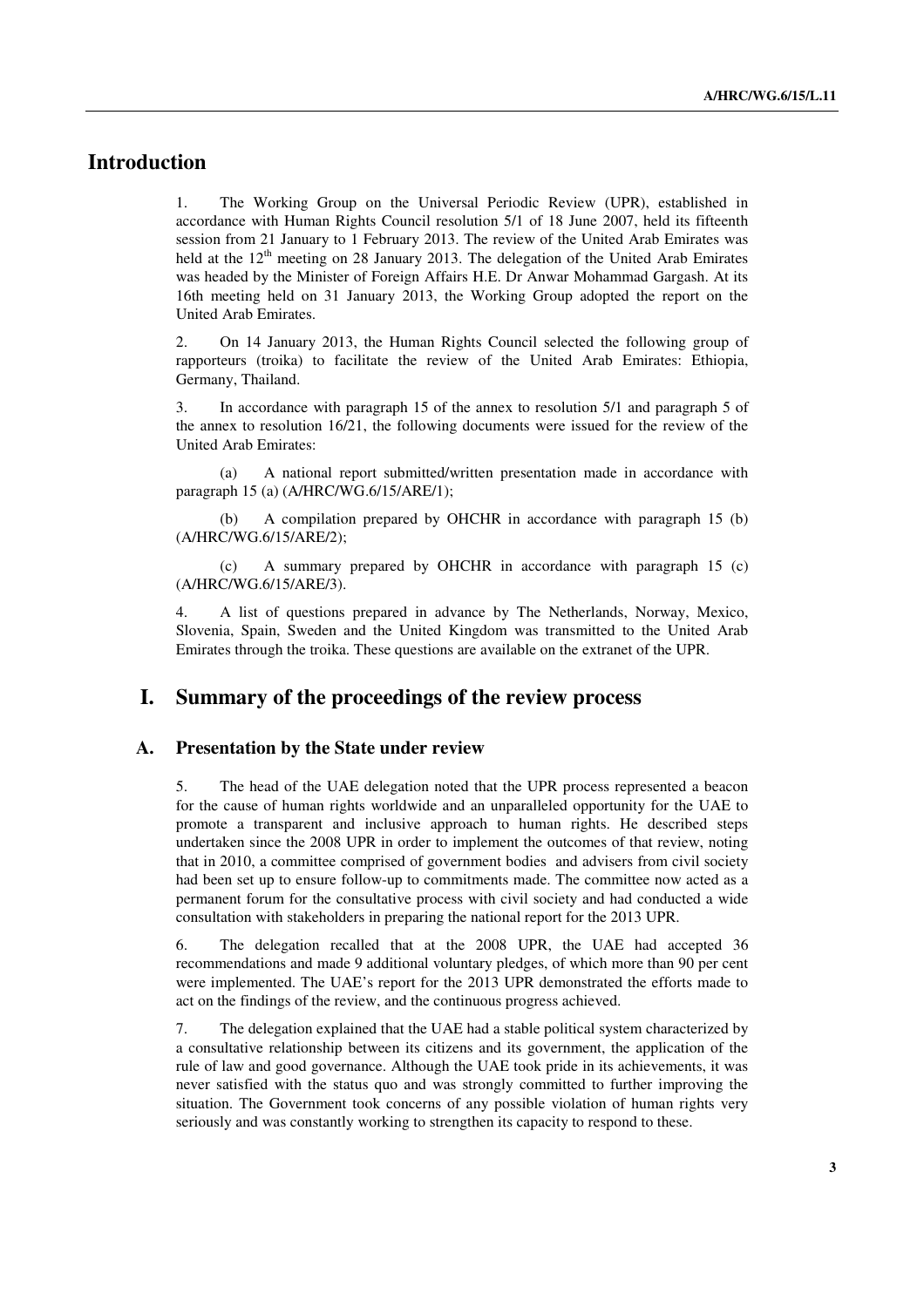# Introduction

1. The Working Group on the Universal Periodic Review (UPR), established in accordance with Human Rights Council resolution 5/1 of 18 June 2007, held its fifteenth session from 21 January to 1 February 2013. The review of the United Arab Emirates was held at the 12th meeting on 28 January 2013. The delegation of the United Arab Emirates was headed by the Minister of Foreign Affairs H.E. Dr Anwar Mohammad Gargash. At its 16th meeting held on 31 January 2013, the Working Group adopted the report on the United Arab Emirates.

2. On 14 January 2013, the Human Rights Council selected the following group of rapporteurs (troika) to facilitate the review of the United Arab Emirates: Ethiopia, Germany, Thailand.

3. In accordance with paragraph 15 of the annex to resolution 5/1 and paragraph 5 of the annex to resolution 16/21, the following documents were issued for the review of the United Arab Emirates:

(a) A national report submitted/written presentation made in accordance with paragraph 15 (a) (A/HRC/WG.6/15/ARE/1);

(b) A compilation prepared by OHCHR in accordance with paragraph 15 (b) (A/HRC/WG.6/15/ARE/2);

(c) A summary prepared by OHCHR in accordance with paragraph 15 (c) (A/HRC/WG.6/15/ARE/3).

4. A list of questions prepared in advance by The Netherlands, Norway, Mexico, Slovenia, Spain, Sweden and the United Kingdom was transmitted to the United Arab Emirates through the troika. These questions are available on the extranet of the UPR.

# I. Summary of the proceedings of the review process

## A. Presentation by the State under review

5. The head of the UAE delegation noted that the UPR process represented a beacon for the cause of human rights worldwide and an unparalleled opportunity for the UAE to promote a transparent and inclusive approach to human rights. He described steps undertaken since the 2008 UPR in order to implement the outcomes of that review, noting that in 2010, a committee comprised of government bodies and advisers from civil society had been set up to ensure follow-up to commitments made. The committee now acted as a permanent forum for the consultative process with civil society and had conducted a wide consultation with stakeholders in preparing the national report for the 2013 UPR.

6. The delegation recalled that at the 2008 UPR, the UAE had accepted 36 recommendations and made 9 additional voluntary pledges, of which more than 90 per cent were implemented. The UAE's report for the 2013 UPR demonstrated the efforts made to act on the findings of the review, and the continuous progress achieved.

7. The delegation explained that the UAE had a stable political system characterized by a consultative relationship between its citizens and its government, the application of the rule of law and good governance. Although the UAE took pride in its achievements, it was never satisfied with the status quo and was strongly committed to further improving the situation. The Government took concerns of any possible violation of human rights very seriously and was constantly working to strengthen its capacity to respond to these.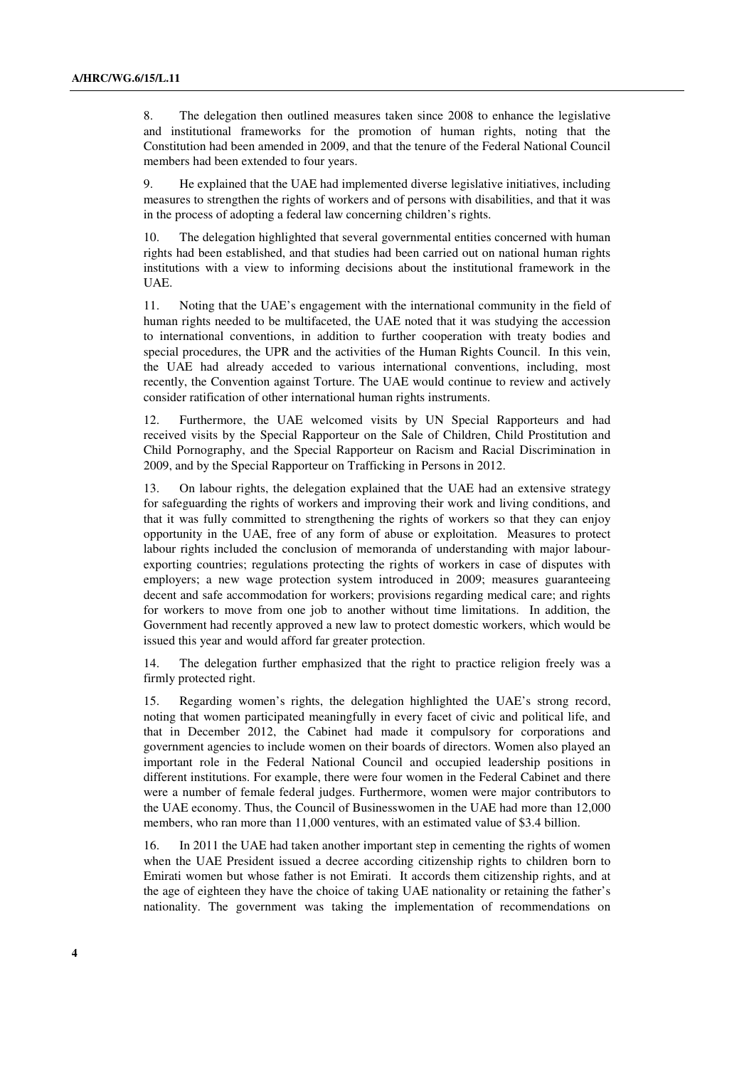8. The delegation then outlined measures taken since 2008 to enhance the legislative and institutional frameworks for the promotion of human rights, noting that the Constitution had been amended in 2009, and that the tenure of the Federal National Council members had been extended to four years.

9. He explained that the UAE had implemented diverse legislative initiatives, including measures to strengthen the rights of workers and of persons with disabilities, and that it was in the process of adopting a federal law concerning children's rights.

10. The delegation highlighted that several governmental entities concerned with human rights had been established, and that studies had been carried out on national human rights institutions with a view to informing decisions about the institutional framework in the UAE.

11. Noting that the UAE's engagement with the international community in the field of human rights needed to be multifaceted, the UAE noted that it was studying the accession to international conventions, in addition to further cooperation with treaty bodies and special procedures, the UPR and the activities of the Human Rights Council. In this vein, the UAE had already acceded to various international conventions, including, most recently, the Convention against Torture. The UAE would continue to review and actively consider ratification of other international human rights instruments.

12. Furthermore, the UAE welcomed visits by UN Special Rapporteurs and had received visits by the Special Rapporteur on the Sale of Children, Child Prostitution and Child Pornography, and the Special Rapporteur on Racism and Racial Discrimination in 2009, and by the Special Rapporteur on Trafficking in Persons in 2012.

13. On labour rights, the delegation explained that the UAE had an extensive strategy for safeguarding the rights of workers and improving their work and living conditions, and that it was fully committed to strengthening the rights of workers so that they can enjoy opportunity in the UAE, free of any form of abuse or exploitation. Measures to protect labour rights included the conclusion of memoranda of understanding with major labour-exporting countries; regulations protecting the rights of workers in case of disputes with employers; a new wage protection system introduced in 2009; measures guaranteeing decent and safe accommodation for workers; provisions regarding medical care; and rights for workers to move from one job to another without time limitations. In addition, the Government had recently approved a new law to protect domestic workers, which would be issued this year and would afford far greater protection.

14. The delegation further emphasized that the right to practice religion freely was a firmly protected right.

15. Regarding women's rights, the delegation highlighted the UAE's strong record, noting that women participated meaningfully in every facet of civic and political life, and that in December 2012, the Cabinet had made it compulsory for corporations and government agencies to include women on their boards of directors. Women also played an important role in the Federal National Council and occupied leadership positions in different institutions. For example, there were four women in the Federal Cabinet and there were a number of female federal judges. Furthermore, women were major contributors to the UAE economy. Thus, the Council of Businesswomen in the UAE had more than 12,000 members, who ran more than 11,000 ventures, with an estimated value of $3.4 billion.

16. In 2011 the UAE had taken another important step in cementing the rights of women when the UAE President issued a decree according citizenship rights to children born to Emirati women but whose father is not Emirati. It accords them citizenship rights, and at the age of eighteen they have the choice of taking UAE nationality or retaining the father's nationality. The government was taking the implementation of recommendations on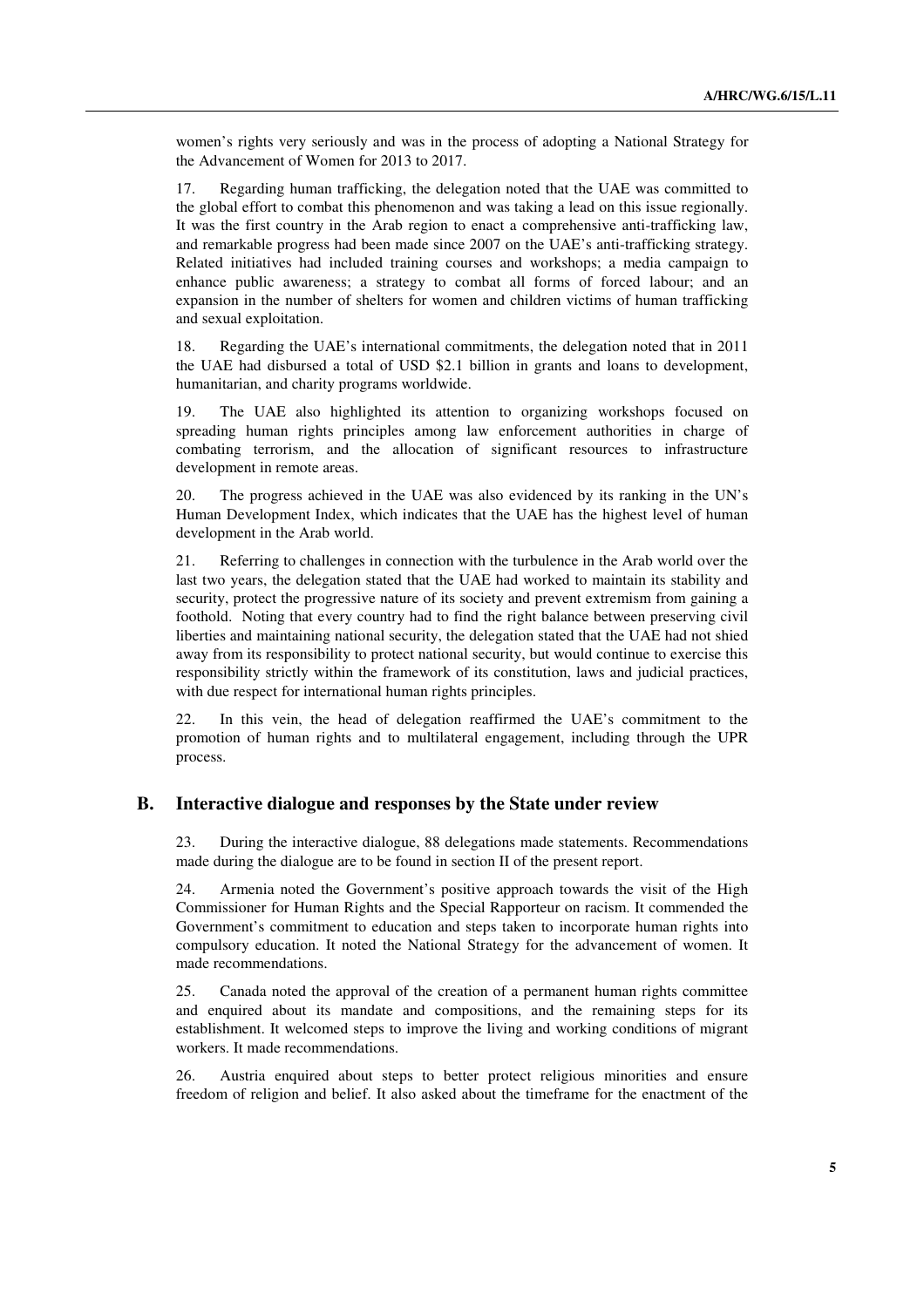women's rights very seriously and was in the process of adopting a National Strategy for the Advancement of Women for 2013 to 2017.

17. Regarding human trafficking, the delegation noted that the UAE was committed to the global effort to combat this phenomenon and was taking a lead on this issue regionally. It was the first country in the Arab region to enact a comprehensive anti-trafficking law, and remarkable progress had been made since 2007 on the UAE's anti-trafficking strategy. Related initiatives had included training courses and workshops; a media campaign to enhance public awareness; a strategy to combat all forms of forced labour; and an expansion in the number of shelters for women and children victims of human trafficking and sexual exploitation.

18. Regarding the UAE's international commitments, the delegation noted that in 2011 the UAE had disbursed a total of USD $2.1 billion in grants and loans to development, humanitarian, and charity programs worldwide.

19. The UAE also highlighted its attention to organizing workshops focused on spreading human rights principles among law enforcement authorities in charge of combating terrorism, and the allocation of significant resources to infrastructure development in remote areas.

20. The progress achieved in the UAE was also evidenced by its ranking in the UN's Human Development Index, which indicates that the UAE has the highest level of human development in the Arab world.

21. Referring to challenges in connection with the turbulence in the Arab world over the last two years, the delegation stated that the UAE had worked to maintain its stability and security, protect the progressive nature of its society and prevent extremism from gaining a foothold. Noting that every country had to find the right balance between preserving civil liberties and maintaining national security, the delegation stated that the UAE had not shied away from its responsibility to protect national security, but would continue to exercise this responsibility strictly within the framework of its constitution, laws and judicial practices, with due respect for international human rights principles.

22. In this vein, the head of delegation reaffirmed the UAE's commitment to the promotion of human rights and to multilateral engagement, including through the UPR process.

## B. Interactive dialogue and responses by the State under review

23. During the interactive dialogue, 88 delegations made statements. Recommendations made during the dialogue are to be found in section II of the present report.

24. Armenia noted the Government's positive approach towards the visit of the High Commissioner for Human Rights and the Special Rapporteur on racism. It commended the Government's commitment to education and steps taken to incorporate human rights into compulsory education. It noted the National Strategy for the advancement of women. It made recommendations.

25. Canada noted the approval of the creation of a permanent human rights committee and enquired about its mandate and compositions, and the remaining steps for its establishment. It welcomed steps to improve the living and working conditions of migrant workers. It made recommendations.

26. Austria enquired about steps to better protect religious minorities and ensure freedom of religion and belief. It also asked about the timeframe for the enactment of the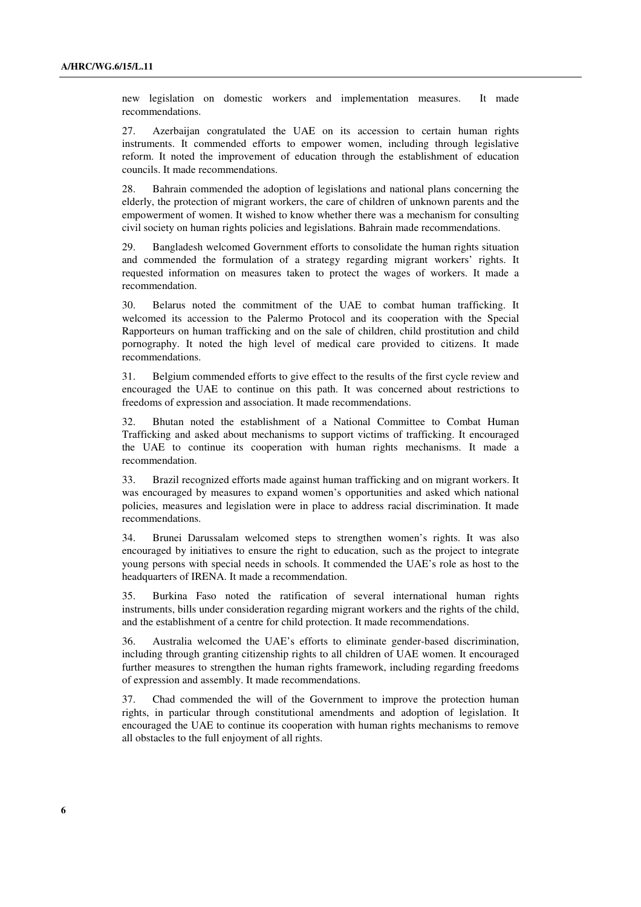new legislation on domestic workers and implementation measures. It made recommendations.

27. Azerbaijan congratulated the UAE on its accession to certain human rights instruments. It commended efforts to empower women, including through legislative reform. It noted the improvement of education through the establishment of education councils. It made recommendations.

28. Bahrain commended the adoption of legislations and national plans concerning the elderly, the protection of migrant workers, the care of children of unknown parents and the empowerment of women. It wished to know whether there was a mechanism for consulting civil society on human rights policies and legislations. Bahrain made recommendations.

29. Bangladesh welcomed Government efforts to consolidate the human rights situation and commended the formulation of a strategy regarding migrant workers' rights. It requested information on measures taken to protect the wages of workers. It made a recommendation.

30. Belarus noted the commitment of the UAE to combat human trafficking. It welcomed its accession to the Palermo Protocol and its cooperation with the Special Rapporteurs on human trafficking and on the sale of children, child prostitution and child pornography. It noted the high level of medical care provided to citizens. It made recommendations.

31. Belgium commended efforts to give effect to the results of the first cycle review and encouraged the UAE to continue on this path. It was concerned about restrictions to freedoms of expression and association. It made recommendations.

32. Bhutan noted the establishment of a National Committee to Combat Human Trafficking and asked about mechanisms to support victims of trafficking. It encouraged the UAE to continue its cooperation with human rights mechanisms. It made a recommendation.

33. Brazil recognized efforts made against human trafficking and on migrant workers. It was encouraged by measures to expand women's opportunities and asked which national policies, measures and legislation were in place to address racial discrimination. It made recommendations.

34. Brunei Darussalam welcomed steps to strengthen women's rights. It was also encouraged by initiatives to ensure the right to education, such as the project to integrate young persons with special needs in schools. It commended the UAE's role as host to the headquarters of IRENA. It made a recommendation.

35. Burkina Faso noted the ratification of several international human rights instruments, bills under consideration regarding migrant workers and the rights of the child, and the establishment of a centre for child protection. It made recommendations.

36. Australia welcomed the UAE's efforts to eliminate gender-based discrimination, including through granting citizenship rights to all children of UAE women. It encouraged further measures to strengthen the human rights framework, including regarding freedoms of expression and assembly. It made recommendations.

37. Chad commended the will of the Government to improve the protection human rights, in particular through constitutional amendments and adoption of legislation. It encouraged the UAE to continue its cooperation with human rights mechanisms to remove all obstacles to the full enjoyment of all rights.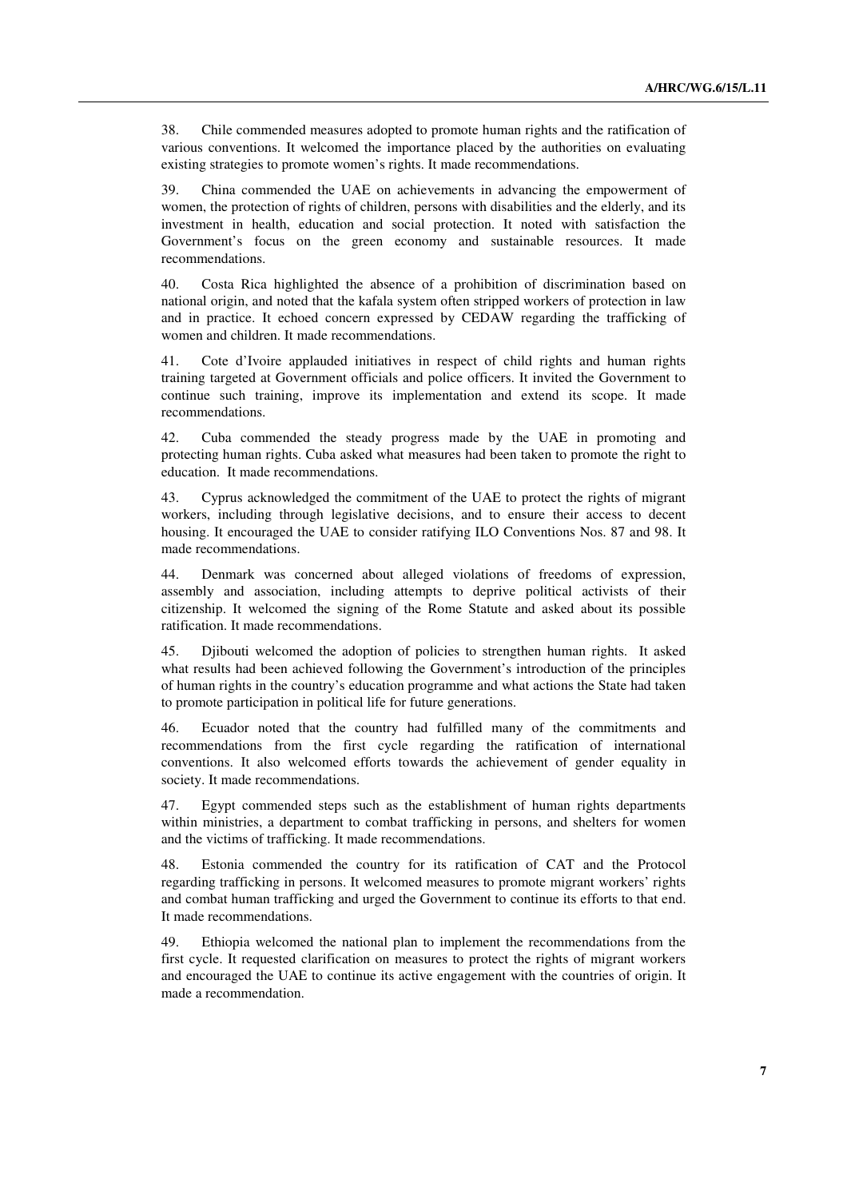38. Chile commended measures adopted to promote human rights and the ratification of various conventions. It welcomed the importance placed by the authorities on evaluating existing strategies to promote women's rights. It made recommendations.

39. China commended the UAE on achievements in advancing the empowerment of women, the protection of rights of children, persons with disabilities and the elderly, and its investment in health, education and social protection. It noted with satisfaction the Government's focus on the green economy and sustainable resources. It made recommendations.

40. Costa Rica highlighted the absence of a prohibition of discrimination based on national origin, and noted that the kafala system often stripped workers of protection in law and in practice. It echoed concern expressed by CEDAW regarding the trafficking of women and children. It made recommendations.

41. Cote d'Ivoire applauded initiatives in respect of child rights and human rights training targeted at Government officials and police officers. It invited the Government to continue such training, improve its implementation and extend its scope. It made recommendations.

42. Cuba commended the steady progress made by the UAE in promoting and protecting human rights. Cuba asked what measures had been taken to promote the right to education. It made recommendations.

43. Cyprus acknowledged the commitment of the UAE to protect the rights of migrant workers, including through legislative decisions, and to ensure their access to decent housing. It encouraged the UAE to consider ratifying ILO Conventions Nos. 87 and 98. It made recommendations.

44. Denmark was concerned about alleged violations of freedoms of expression, assembly and association, including attempts to deprive political activists of their citizenship. It welcomed the signing of the Rome Statute and asked about its possible ratification. It made recommendations.

45. Djibouti welcomed the adoption of policies to strengthen human rights. It asked what results had been achieved following the Government's introduction of the principles of human rights in the country's education programme and what actions the State had taken to promote participation in political life for future generations.

46. Ecuador noted that the country had fulfilled many of the commitments and recommendations from the first cycle regarding the ratification of international conventions. It also welcomed efforts towards the achievement of gender equality in society. It made recommendations.

47. Egypt commended steps such as the establishment of human rights departments within ministries, a department to combat trafficking in persons, and shelters for women and the victims of trafficking. It made recommendations.

48. Estonia commended the country for its ratification of CAT and the Protocol regarding trafficking in persons. It welcomed measures to promote migrant workers' rights and combat human trafficking and urged the Government to continue its efforts to that end. It made recommendations.

49. Ethiopia welcomed the national plan to implement the recommendations from the first cycle. It requested clarification on measures to protect the rights of migrant workers and encouraged the UAE to continue its active engagement with the countries of origin. It made a recommendation.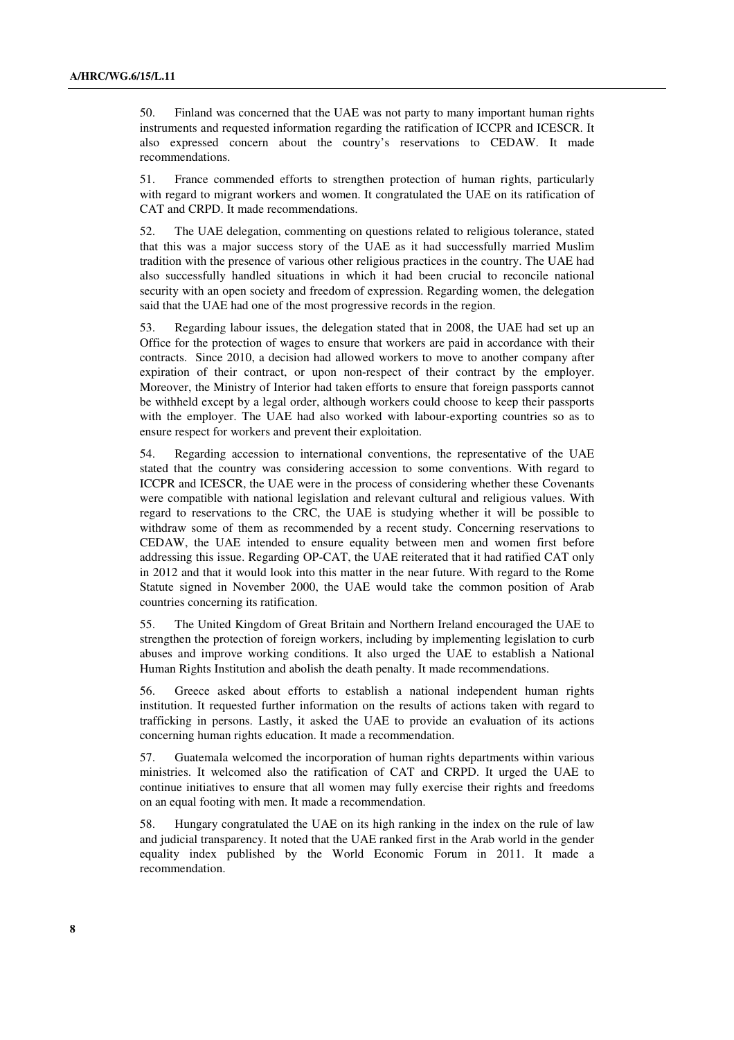50. Finland was concerned that the UAE was not party to many important human rights instruments and requested information regarding the ratification of ICCPR and ICESCR. It also expressed concern about the country's reservations to CEDAW. It made recommendations.

51. France commended efforts to strengthen protection of human rights, particularly with regard to migrant workers and women. It congratulated the UAE on its ratification of CAT and CRPD. It made recommendations.

52. The UAE delegation, commenting on questions related to religious tolerance, stated that this was a major success story of the UAE as it had successfully married Muslim tradition with the presence of various other religious practices in the country. The UAE had also successfully handled situations in which it had been crucial to reconcile national security with an open society and freedom of expression. Regarding women, the delegation said that the UAE had one of the most progressive records in the region.

53. Regarding labour issues, the delegation stated that in 2008, the UAE had set up an Office for the protection of wages to ensure that workers are paid in accordance with their contracts. Since 2010, a decision had allowed workers to move to another company after expiration of their contract, or upon non-respect of their contract by the employer. Moreover, the Ministry of Interior had taken efforts to ensure that foreign passports cannot be withheld except by a legal order, although workers could choose to keep their passports with the employer. The UAE had also worked with labour-exporting countries so as to ensure respect for workers and prevent their exploitation.

54. Regarding accession to international conventions, the representative of the UAE stated that the country was considering accession to some conventions. With regard to ICCPR and ICESCR, the UAE were in the process of considering whether these Covenants were compatible with national legislation and relevant cultural and religious values. With regard to reservations to the CRC, the UAE is studying whether it will be possible to withdraw some of them as recommended by a recent study. Concerning reservations to CEDAW, the UAE intended to ensure equality between men and women first before addressing this issue. Regarding OP-CAT, the UAE reiterated that it had ratified CAT only in 2012 and that it would look into this matter in the near future. With regard to the Rome Statute signed in November 2000, the UAE would take the common position of Arab countries concerning its ratification.

55. The United Kingdom of Great Britain and Northern Ireland encouraged the UAE to strengthen the protection of foreign workers, including by implementing legislation to curb abuses and improve working conditions. It also urged the UAE to establish a National Human Rights Institution and abolish the death penalty. It made recommendations.

56. Greece asked about efforts to establish a national independent human rights institution. It requested further information on the results of actions taken with regard to trafficking in persons. Lastly, it asked the UAE to provide an evaluation of its actions concerning human rights education. It made a recommendation.

57. Guatemala welcomed the incorporation of human rights departments within various ministries. It welcomed also the ratification of CAT and CRPD. It urged the UAE to continue initiatives to ensure that all women may fully exercise their rights and freedoms on an equal footing with men. It made a recommendation.

58. Hungary congratulated the UAE on its high ranking in the index on the rule of law and judicial transparency. It noted that the UAE ranked first in the Arab world in the gender equality index published by the World Economic Forum in 2011. It made a recommendation.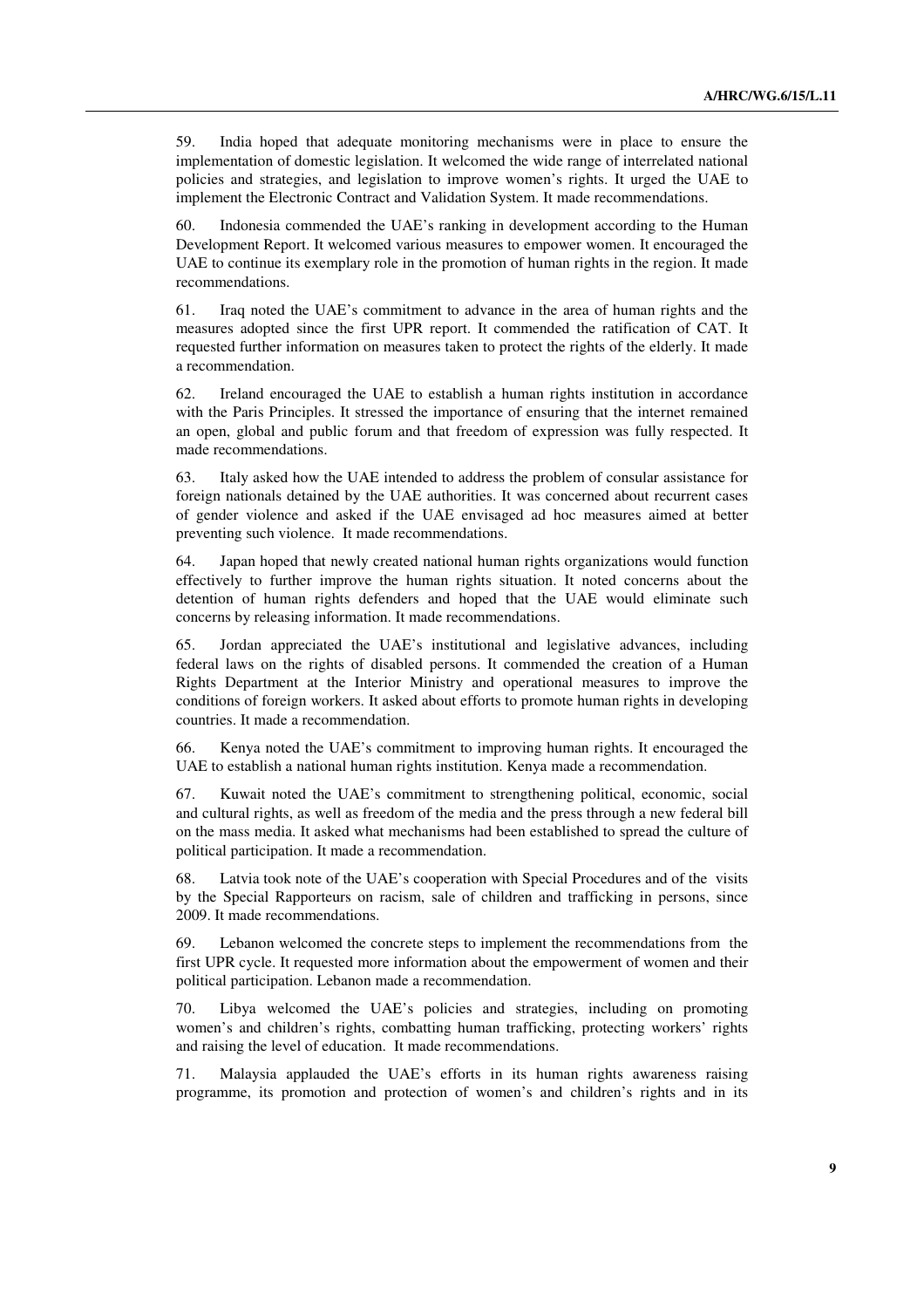59. India hoped that adequate monitoring mechanisms were in place to ensure the implementation of domestic legislation. It welcomed the wide range of interrelated national policies and strategies, and legislation to improve women's rights. It urged the UAE to implement the Electronic Contract and Validation System. It made recommendations.

60. Indonesia commended the UAE's ranking in development according to the Human Development Report. It welcomed various measures to empower women. It encouraged the UAE to continue its exemplary role in the promotion of human rights in the region. It made recommendations.

61. Iraq noted the UAE's commitment to advance in the area of human rights and the measures adopted since the first UPR report. It commended the ratification of CAT. It requested further information on measures taken to protect the rights of the elderly. It made a recommendation.

62. Ireland encouraged the UAE to establish a human rights institution in accordance with the Paris Principles. It stressed the importance of ensuring that the internet remained an open, global and public forum and that freedom of expression was fully respected. It made recommendations.

63. Italy asked how the UAE intended to address the problem of consular assistance for foreign nationals detained by the UAE authorities. It was concerned about recurrent cases of gender violence and asked if the UAE envisaged ad hoc measures aimed at better preventing such violence. It made recommendations.

64. Japan hoped that newly created national human rights organizations would function effectively to further improve the human rights situation. It noted concerns about the detention of human rights defenders and hoped that the UAE would eliminate such concerns by releasing information. It made recommendations.

65. Jordan appreciated the UAE's institutional and legislative advances, including federal laws on the rights of disabled persons. It commended the creation of a Human Rights Department at the Interior Ministry and operational measures to improve the conditions of foreign workers. It asked about efforts to promote human rights in developing countries. It made a recommendation.

66. Kenya noted the UAE's commitment to improving human rights. It encouraged the UAE to establish a national human rights institution. Kenya made a recommendation.

67. Kuwait noted the UAE's commitment to strengthening political, economic, social and cultural rights, as well as freedom of the media and the press through a new federal bill on the mass media. It asked what mechanisms had been established to spread the culture of political participation. It made a recommendation.

68. Latvia took note of the UAE's cooperation with Special Procedures and of the visits by the Special Rapporteurs on racism, sale of children and trafficking in persons, since 2009. It made recommendations.

69. Lebanon welcomed the concrete steps to implement the recommendations from the first UPR cycle. It requested more information about the empowerment of women and their political participation. Lebanon made a recommendation.

70. Libya welcomed the UAE's policies and strategies, including on promoting women's and children's rights, combatting human trafficking, protecting workers' rights and raising the level of education. It made recommendations.

71. Malaysia applauded the UAE's efforts in its human rights awareness raising programme, its promotion and protection of women's and children's rights and in its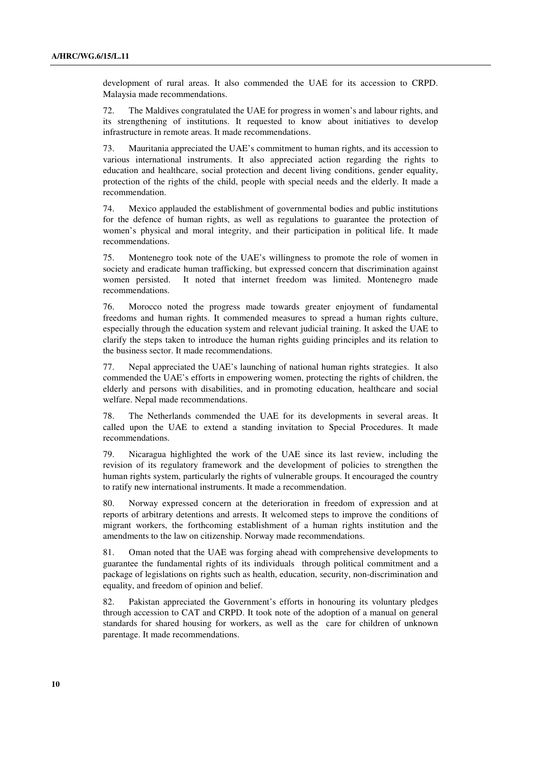development of rural areas. It also commended the UAE for its accession to CRPD. Malaysia made recommendations.

72. The Maldives congratulated the UAE for progress in women's and labour rights, and its strengthening of institutions. It requested to know about initiatives to develop infrastructure in remote areas. It made recommendations.

73. Mauritania appreciated the UAE's commitment to human rights, and its accession to various international instruments. It also appreciated action regarding the rights to education and healthcare, social protection and decent living conditions, gender equality, protection of the rights of the child, people with special needs and the elderly. It made a recommendation.

74. Mexico applauded the establishment of governmental bodies and public institutions for the defence of human rights, as well as regulations to guarantee the protection of women's physical and moral integrity, and their participation in political life. It made recommendations.

75. Montenegro took note of the UAE's willingness to promote the role of women in society and eradicate human trafficking, but expressed concern that discrimination against women persisted. It noted that internet freedom was limited. Montenegro made recommendations.

76. Morocco noted the progress made towards greater enjoyment of fundamental freedoms and human rights. It commended measures to spread a human rights culture, especially through the education system and relevant judicial training. It asked the UAE to clarify the steps taken to introduce the human rights guiding principles and its relation to the business sector. It made recommendations.

77. Nepal appreciated the UAE's launching of national human rights strategies. It also commended the UAE's efforts in empowering women, protecting the rights of children, the elderly and persons with disabilities, and in promoting education, healthcare and social welfare. Nepal made recommendations.

78. The Netherlands commended the UAE for its developments in several areas. It called upon the UAE to extend a standing invitation to Special Procedures. It made recommendations.

79. Nicaragua highlighted the work of the UAE since its last review, including the revision of its regulatory framework and the development of policies to strengthen the human rights system, particularly the rights of vulnerable groups. It encouraged the country to ratify new international instruments. It made a recommendation.

80. Norway expressed concern at the deterioration in freedom of expression and at reports of arbitrary detentions and arrests. It welcomed steps to improve the conditions of migrant workers, the forthcoming establishment of a human rights institution and the amendments to the law on citizenship. Norway made recommendations.

81. Oman noted that the UAE was forging ahead with comprehensive developments to guarantee the fundamental rights of its individuals through political commitment and a package of legislations on rights such as health, education, security, non-discrimination and equality, and freedom of opinion and belief.

82. Pakistan appreciated the Government's efforts in honouring its voluntary pledges through accession to CAT and CRPD. It took note of the adoption of a manual on general standards for shared housing for workers, as well as the care for children of unknown parentage. It made recommendations.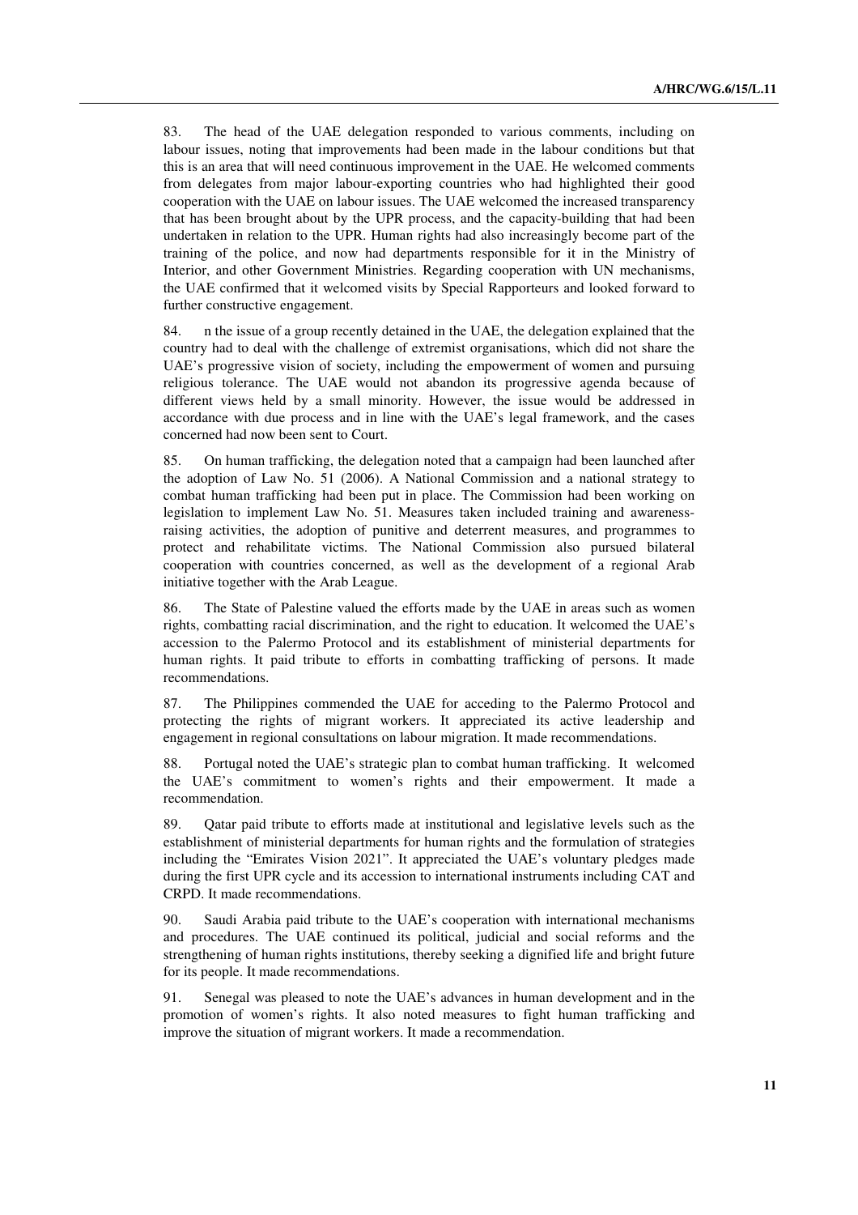83. The head of the UAE delegation responded to various comments, including on labour issues, noting that improvements had been made in the labour conditions but that this is an area that will need continuous improvement in the UAE. He welcomed comments from delegates from major labour-exporting countries who had highlighted their good cooperation with the UAE on labour issues. The UAE welcomed the increased transparency that has been brought about by the UPR process, and the capacity-building that had been undertaken in relation to the UPR. Human rights had also increasingly become part of the training of the police, and now had departments responsible for it in the Ministry of Interior, and other Government Ministries. Regarding cooperation with UN mechanisms, the UAE confirmed that it welcomed visits by Special Rapporteurs and looked forward to further constructive engagement.

84. n the issue of a group recently detained in the UAE, the delegation explained that the country had to deal with the challenge of extremist organisations, which did not share the UAE's progressive vision of society, including the empowerment of women and pursuing religious tolerance. The UAE would not abandon its progressive agenda because of different views held by a small minority. However, the issue would be addressed in accordance with due process and in line with the UAE's legal framework, and the cases concerned had now been sent to Court.

85. On human trafficking, the delegation noted that a campaign had been launched after the adoption of Law No. 51 (2006). A National Commission and a national strategy to combat human trafficking had been put in place. The Commission had been working on legislation to implement Law No. 51. Measures taken included training and awareness-raising activities, the adoption of punitive and deterrent measures, and programmes to protect and rehabilitate victims. The National Commission also pursued bilateral cooperation with countries concerned, as well as the development of a regional Arab initiative together with the Arab League.

86. The State of Palestine valued the efforts made by the UAE in areas such as women rights, combatting racial discrimination, and the right to education. It welcomed the UAE's accession to the Palermo Protocol and its establishment of ministerial departments for human rights. It paid tribute to efforts in combatting trafficking of persons. It made recommendations.

87. The Philippines commended the UAE for acceding to the Palermo Protocol and protecting the rights of migrant workers. It appreciated its active leadership and engagement in regional consultations on labour migration. It made recommendations.

88. Portugal noted the UAE's strategic plan to combat human trafficking. It welcomed the UAE's commitment to women's rights and their empowerment. It made a recommendation.

89. Qatar paid tribute to efforts made at institutional and legislative levels such as the establishment of ministerial departments for human rights and the formulation of strategies including the "Emirates Vision 2021". It appreciated the UAE's voluntary pledges made during the first UPR cycle and its accession to international instruments including CAT and CRPD. It made recommendations.

90. Saudi Arabia paid tribute to the UAE's cooperation with international mechanisms and procedures. The UAE continued its political, judicial and social reforms and the strengthening of human rights institutions, thereby seeking a dignified life and bright future for its people. It made recommendations.

91. Senegal was pleased to note the UAE's advances in human development and in the promotion of women's rights. It also noted measures to fight human trafficking and improve the situation of migrant workers. It made a recommendation.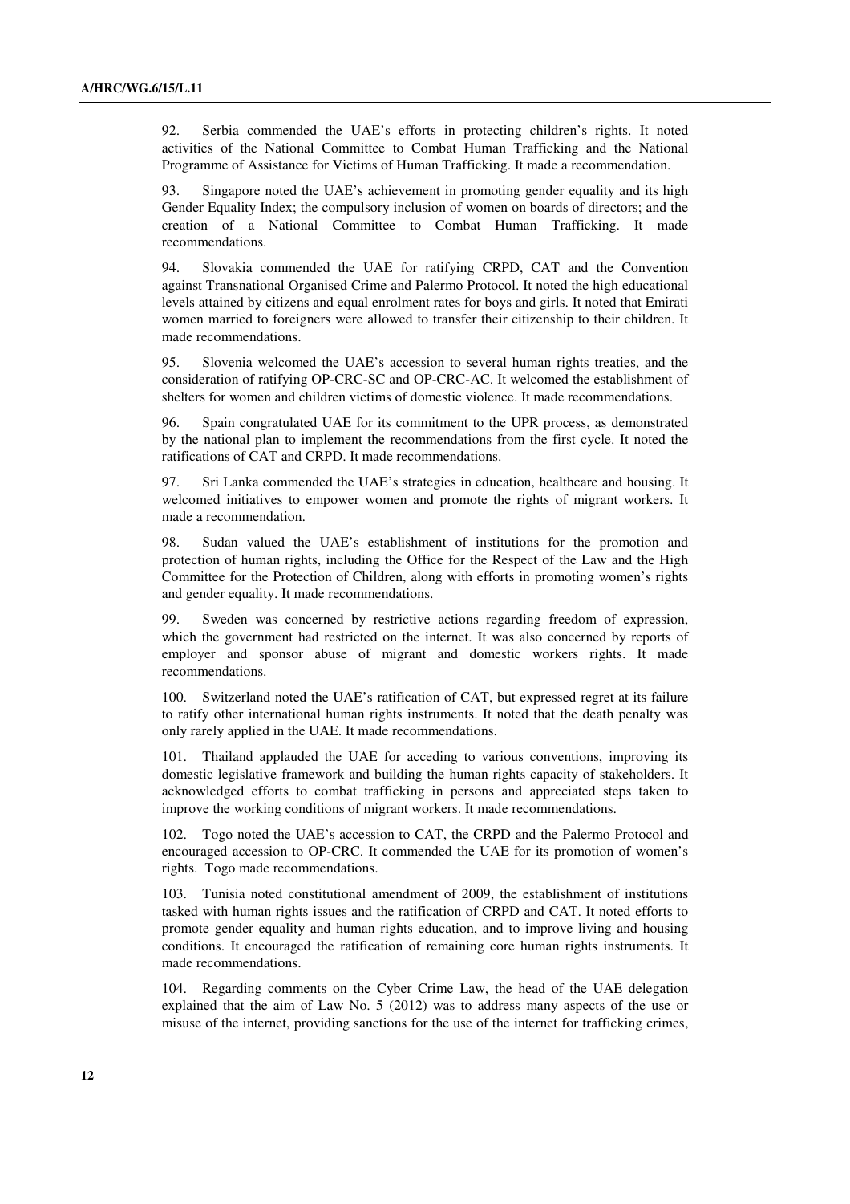92. Serbia commended the UAE's efforts in protecting children's rights. It noted activities of the National Committee to Combat Human Trafficking and the National Programme of Assistance for Victims of Human Trafficking. It made a recommendation.

93. Singapore noted the UAE's achievement in promoting gender equality and its high Gender Equality Index; the compulsory inclusion of women on boards of directors; and the creation of a National Committee to Combat Human Trafficking. It made recommendations.

94. Slovakia commended the UAE for ratifying CRPD, CAT and the Convention against Transnational Organised Crime and Palermo Protocol. It noted the high educational levels attained by citizens and equal enrolment rates for boys and girls. It noted that Emirati women married to foreigners were allowed to transfer their citizenship to their children. It made recommendations.

95. Slovenia welcomed the UAE's accession to several human rights treaties, and the consideration of ratifying OP-CRC-SC and OP-CRC-AC. It welcomed the establishment of shelters for women and children victims of domestic violence. It made recommendations.

96. Spain congratulated UAE for its commitment to the UPR process, as demonstrated by the national plan to implement the recommendations from the first cycle. It noted the ratifications of CAT and CRPD. It made recommendations.

97. Sri Lanka commended the UAE's strategies in education, healthcare and housing. It welcomed initiatives to empower women and promote the rights of migrant workers. It made a recommendation.

98. Sudan valued the UAE's establishment of institutions for the promotion and protection of human rights, including the Office for the Respect of the Law and the High Committee for the Protection of Children, along with efforts in promoting women's rights and gender equality. It made recommendations.

99. Sweden was concerned by restrictive actions regarding freedom of expression, which the government had restricted on the internet. It was also concerned by reports of employer and sponsor abuse of migrant and domestic workers rights. It made recommendations.

100. Switzerland noted the UAE's ratification of CAT, but expressed regret at its failure to ratify other international human rights instruments. It noted that the death penalty was only rarely applied in the UAE. It made recommendations.

101. Thailand applauded the UAE for acceding to various conventions, improving its domestic legislative framework and building the human rights capacity of stakeholders. It acknowledged efforts to combat trafficking in persons and appreciated steps taken to improve the working conditions of migrant workers. It made recommendations.

102. Togo noted the UAE's accession to CAT, the CRPD and the Palermo Protocol and encouraged accession to OP-CRC. It commended the UAE for its promotion of women's rights. Togo made recommendations.

103. Tunisia noted constitutional amendment of 2009, the establishment of institutions tasked with human rights issues and the ratification of CRPD and CAT. It noted efforts to promote gender equality and human rights education, and to improve living and housing conditions. It encouraged the ratification of remaining core human rights instruments. It made recommendations.

104. Regarding comments on the Cyber Crime Law, the head of the UAE delegation explained that the aim of Law No. 5 (2012) was to address many aspects of the use or misuse of the internet, providing sanctions for the use of the internet for trafficking crimes,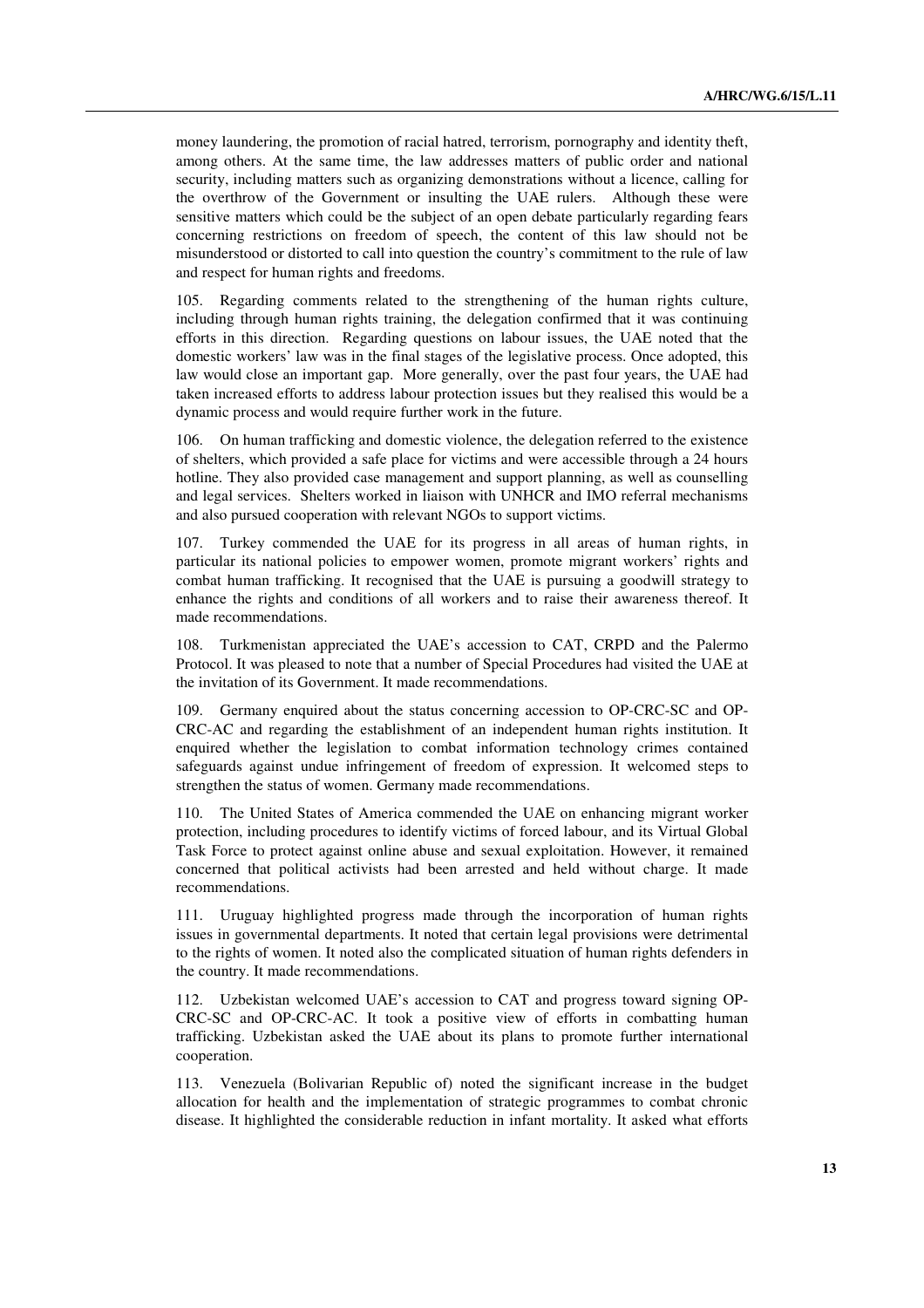money laundering, the promotion of racial hatred, terrorism, pornography and identity theft, among others. At the same time, the law addresses matters of public order and national security, including matters such as organizing demonstrations without a licence, calling for the overthrow of the Government or insulting the UAE rulers. Although these were sensitive matters which could be the subject of an open debate particularly regarding fears concerning restrictions on freedom of speech, the content of this law should not be misunderstood or distorted to call into question the country's commitment to the rule of law and respect for human rights and freedoms.

105. Regarding comments related to the strengthening of the human rights culture, including through human rights training, the delegation confirmed that it was continuing efforts in this direction. Regarding questions on labour issues, the UAE noted that the domestic workers' law was in the final stages of the legislative process. Once adopted, this law would close an important gap. More generally, over the past four years, the UAE had taken increased efforts to address labour protection issues but they realised this would be a dynamic process and would require further work in the future.

106. On human trafficking and domestic violence, the delegation referred to the existence of shelters, which provided a safe place for victims and were accessible through a 24 hours hotline. They also provided case management and support planning, as well as counselling and legal services. Shelters worked in liaison with UNHCR and IMO referral mechanisms and also pursued cooperation with relevant NGOs to support victims.

107. Turkey commended the UAE for its progress in all areas of human rights, in particular its national policies to empower women, promote migrant workers' rights and combat human trafficking. It recognised that the UAE is pursuing a goodwill strategy to enhance the rights and conditions of all workers and to raise their awareness thereof. It made recommendations.

108. Turkmenistan appreciated the UAE's accession to CAT, CRPD and the Palermo Protocol. It was pleased to note that a number of Special Procedures had visited the UAE at the invitation of its Government. It made recommendations.

109. Germany enquired about the status concerning accession to OP-CRC-SC and OP-CRC-AC and regarding the establishment of an independent human rights institution. It enquired whether the legislation to combat information technology crimes contained safeguards against undue infringement of freedom of expression. It welcomed steps to strengthen the status of women. Germany made recommendations.

110. The United States of America commended the UAE on enhancing migrant worker protection, including procedures to identify victims of forced labour, and its Virtual Global Task Force to protect against online abuse and sexual exploitation. However, it remained concerned that political activists had been arrested and held without charge. It made recommendations.

111. Uruguay highlighted progress made through the incorporation of human rights issues in governmental departments. It noted that certain legal provisions were detrimental to the rights of women. It noted also the complicated situation of human rights defenders in the country. It made recommendations.

112. Uzbekistan welcomed UAE's accession to CAT and progress toward signing OP-CRC-SC and OP-CRC-AC. It took a positive view of efforts in combatting human trafficking. Uzbekistan asked the UAE about its plans to promote further international cooperation.

113. Venezuela (Bolivarian Republic of) noted the significant increase in the budget allocation for health and the implementation of strategic programmes to combat chronic disease. It highlighted the considerable reduction in infant mortality. It asked what efforts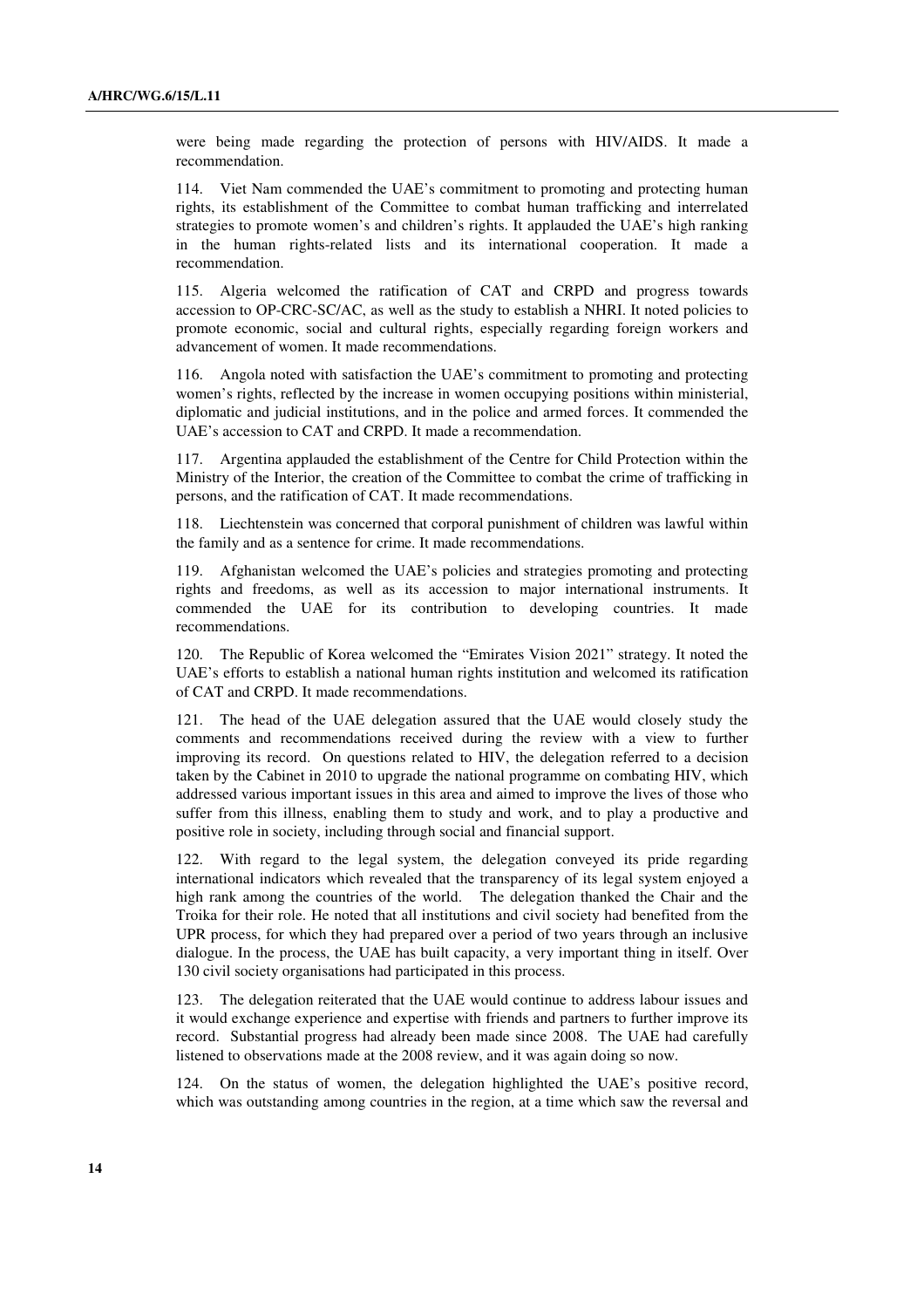were being made regarding the protection of persons with HIV/AIDS. It made a recommendation.

114. Viet Nam commended the UAE's commitment to promoting and protecting human rights, its establishment of the Committee to combat human trafficking and interrelated strategies to promote women's and children's rights. It applauded the UAE's high ranking in the human rights-related lists and its international cooperation. It made a recommendation.

115. Algeria welcomed the ratification of CAT and CRPD and progress towards accession to OP-CRC-SC/AC, as well as the study to establish a NHRI. It noted policies to promote economic, social and cultural rights, especially regarding foreign workers and advancement of women. It made recommendations.

116. Angola noted with satisfaction the UAE's commitment to promoting and protecting women's rights, reflected by the increase in women occupying positions within ministerial, diplomatic and judicial institutions, and in the police and armed forces. It commended the UAE's accession to CAT and CRPD. It made a recommendation.

117. Argentina applauded the establishment of the Centre for Child Protection within the Ministry of the Interior, the creation of the Committee to combat the crime of trafficking in persons, and the ratification of CAT. It made recommendations.

118. Liechtenstein was concerned that corporal punishment of children was lawful within the family and as a sentence for crime. It made recommendations.

119. Afghanistan welcomed the UAE's policies and strategies promoting and protecting rights and freedoms, as well as its accession to major international instruments. It commended the UAE for its contribution to developing countries. It made recommendations.

120. The Republic of Korea welcomed the "Emirates Vision 2021" strategy. It noted the UAE's efforts to establish a national human rights institution and welcomed its ratification of CAT and CRPD. It made recommendations.

121. The head of the UAE delegation assured that the UAE would closely study the comments and recommendations received during the review with a view to further improving its record. On questions related to HIV, the delegation referred to a decision taken by the Cabinet in 2010 to upgrade the national programme on combating HIV, which addressed various important issues in this area and aimed to improve the lives of those who suffer from this illness, enabling them to study and work, and to play a productive and positive role in society, including through social and financial support.

122. With regard to the legal system, the delegation conveyed its pride regarding international indicators which revealed that the transparency of its legal system enjoyed a high rank among the countries of the world. The delegation thanked the Chair and the Troika for their role. He noted that all institutions and civil society had benefited from the UPR process, for which they had prepared over a period of two years through an inclusive dialogue. In the process, the UAE has built capacity, a very important thing in itself. Over 130 civil society organisations had participated in this process.

123. The delegation reiterated that the UAE would continue to address labour issues and it would exchange experience and expertise with friends and partners to further improve its record. Substantial progress had already been made since 2008. The UAE had carefully listened to observations made at the 2008 review, and it was again doing so now.

124. On the status of women, the delegation highlighted the UAE's positive record, which was outstanding among countries in the region, at a time which saw the reversal and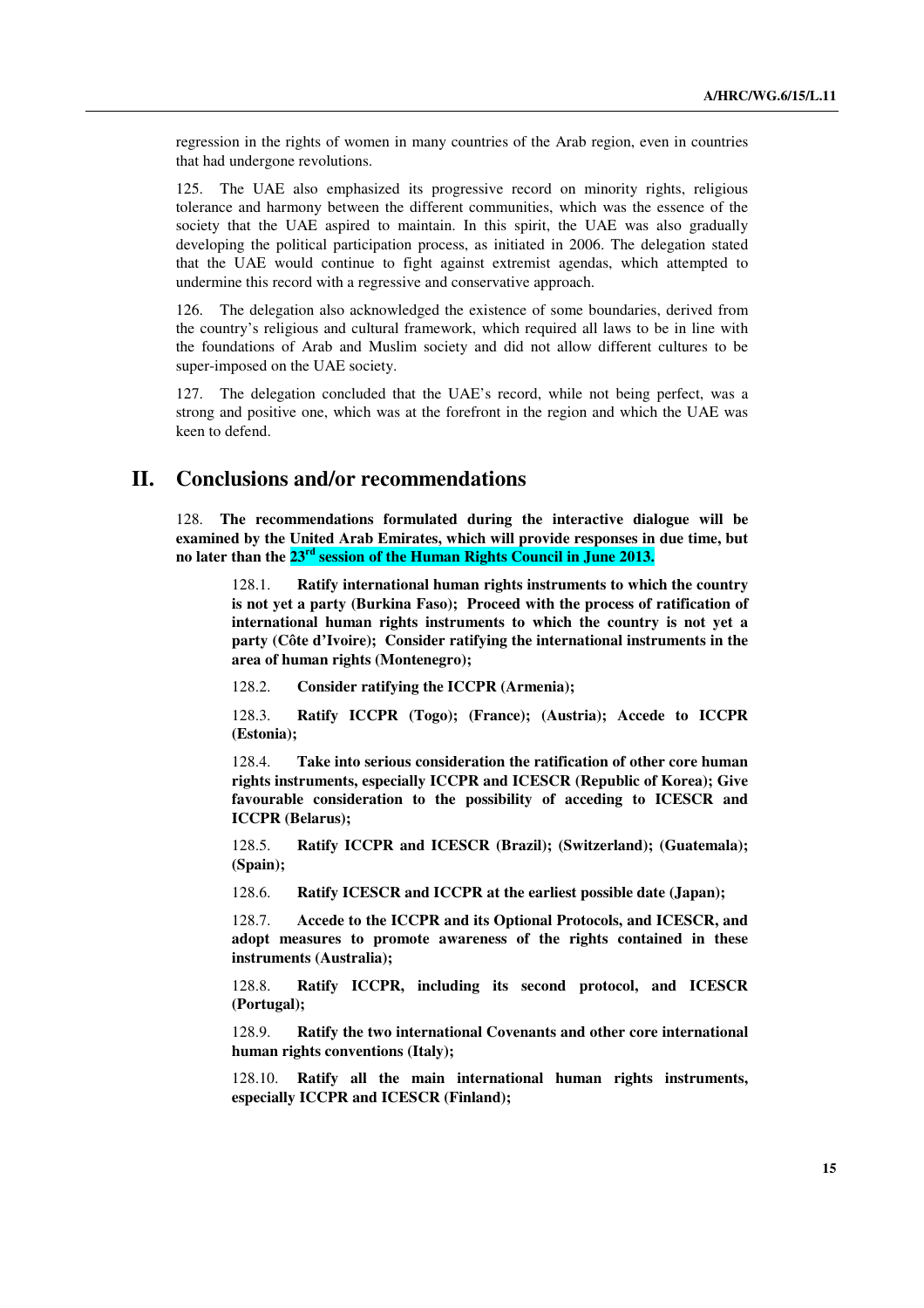regression in the rights of women in many countries of the Arab region, even in countries that had undergone revolutions.

125. The UAE also emphasized its progressive record on minority rights, religious tolerance and harmony between the different communities, which was the essence of the society that the UAE aspired to maintain. In this spirit, the UAE was also gradually developing the political participation process, as initiated in 2006. The delegation stated that the UAE would continue to fight against extremist agendas, which attempted to undermine this record with a regressive and conservative approach.

126. The delegation also acknowledged the existence of some boundaries, derived from the country's religious and cultural framework, which required all laws to be in line with the foundations of Arab and Muslim society and did not allow different cultures to be super-imposed on the UAE society.

127. The delegation concluded that the UAE's record, while not being perfect, was a strong and positive one, which was at the forefront in the region and which the UAE was keen to defend.

## II. Conclusions and/or recommendations

128. **The recommendations formulated during the interactive dialogue will be examined by the United Arab Emirates, which will provide responses in due time, but no later than the 23rd session of the Human Rights Council in June 2013.**

> 128.1. **Ratify international human rights instruments to which the country is not yet a party (Burkina Faso); Proceed with the process of ratification of international human rights instruments to which the country is not yet a party (Côte d'Ivoire); Consider ratifying the international instruments in the area of human rights (Montenegro);**
>
> 128.2. **Consider ratifying the ICCPR (Armenia);**
>
> 128.3. **Ratify ICCPR (Togo); (France); (Austria); Accede to ICCPR (Estonia);**
>
> 128.4. **Take into serious consideration the ratification of other core human rights instruments, especially ICCPR and ICESCR (Republic of Korea); Give favourable consideration to the possibility of acceding to ICESCR and ICCPR (Belarus);**
>
> 128.5. **Ratify ICCPR and ICESCR (Brazil); (Switzerland); (Guatemala); (Spain);**
>
> 128.6. **Ratify ICESCR and ICCPR at the earliest possible date (Japan);**
>
> 128.7. **Accede to the ICCPR and its Optional Protocols, and ICESCR, and adopt measures to promote awareness of the rights contained in these instruments (Australia);**
>
> 128.8. **Ratify ICCPR, including its second protocol, and ICESCR (Portugal);**
>
> 128.9. **Ratify the two international Covenants and other core international human rights conventions (Italy);**
>
> 128.10. **Ratify all the main international human rights instruments, especially ICCPR and ICESCR (Finland);**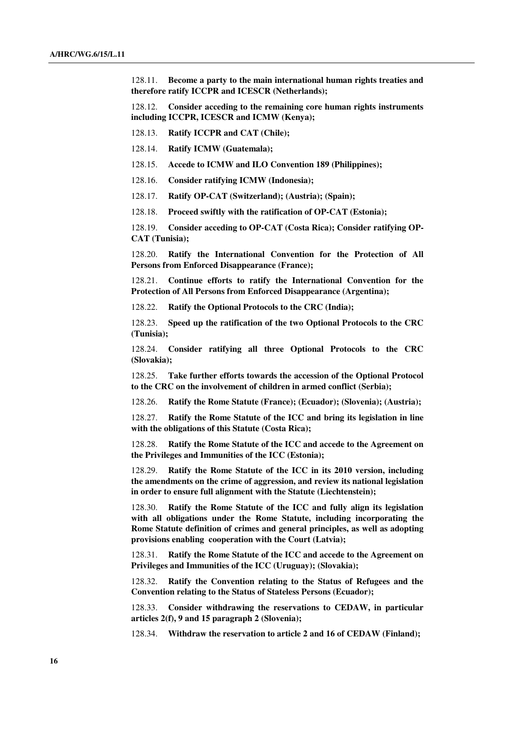128.11. **Become a party to the main international human rights treaties and therefore ratify ICCPR and ICESCR (Netherlands);**

128.12. **Consider acceding to the remaining core human rights instruments including ICCPR, ICESCR and ICMW (Kenya);**

128.13. **Ratify ICCPR and CAT (Chile);**

128.14. **Ratify ICMW (Guatemala);**

128.15. **Accede to ICMW and ILO Convention 189 (Philippines);**

128.16. **Consider ratifying ICMW (Indonesia);**

128.17. **Ratify OP-CAT (Switzerland); (Austria); (Spain);**

128.18. **Proceed swiftly with the ratification of OP-CAT (Estonia);**

128.19. **Consider acceding to OP-CAT (Costa Rica); Consider ratifying OP-CAT (Tunisia);**

128.20. **Ratify the International Convention for the Protection of All Persons from Enforced Disappearance (France);**

128.21. **Continue efforts to ratify the International Convention for the Protection of All Persons from Enforced Disappearance (Argentina);**

128.22. **Ratify the Optional Protocols to the CRC (India);**

128.23. **Speed up the ratification of the two Optional Protocols to the CRC (Tunisia);**

128.24. **Consider ratifying all three Optional Protocols to the CRC (Slovakia);**

128.25. **Take further efforts towards the accession of the Optional Protocol to the CRC on the involvement of children in armed conflict (Serbia);**

128.26. **Ratify the Rome Statute (France); (Ecuador); (Slovenia); (Austria);**

128.27. **Ratify the Rome Statute of the ICC and bring its legislation in line with the obligations of this Statute (Costa Rica);**

128.28. **Ratify the Rome Statute of the ICC and accede to the Agreement on the Privileges and Immunities of the ICC (Estonia);**

128.29. **Ratify the Rome Statute of the ICC in its 2010 version, including the amendments on the crime of aggression, and review its national legislation in order to ensure full alignment with the Statute (Liechtenstein);**

128.30. **Ratify the Rome Statute of the ICC and fully align its legislation with all obligations under the Rome Statute, including incorporating the Rome Statute definition of crimes and general principles, as well as adopting provisions enabling cooperation with the Court (Latvia);**

128.31. **Ratify the Rome Statute of the ICC and accede to the Agreement on Privileges and Immunities of the ICC (Uruguay); (Slovakia);**

128.32. **Ratify the Convention relating to the Status of Refugees and the Convention relating to the Status of Stateless Persons (Ecuador);**

128.33. **Consider withdrawing the reservations to CEDAW, in particular articles 2(f), 9 and 15 paragraph 2 (Slovenia);**

128.34. **Withdraw the reservation to article 2 and 16 of CEDAW (Finland);**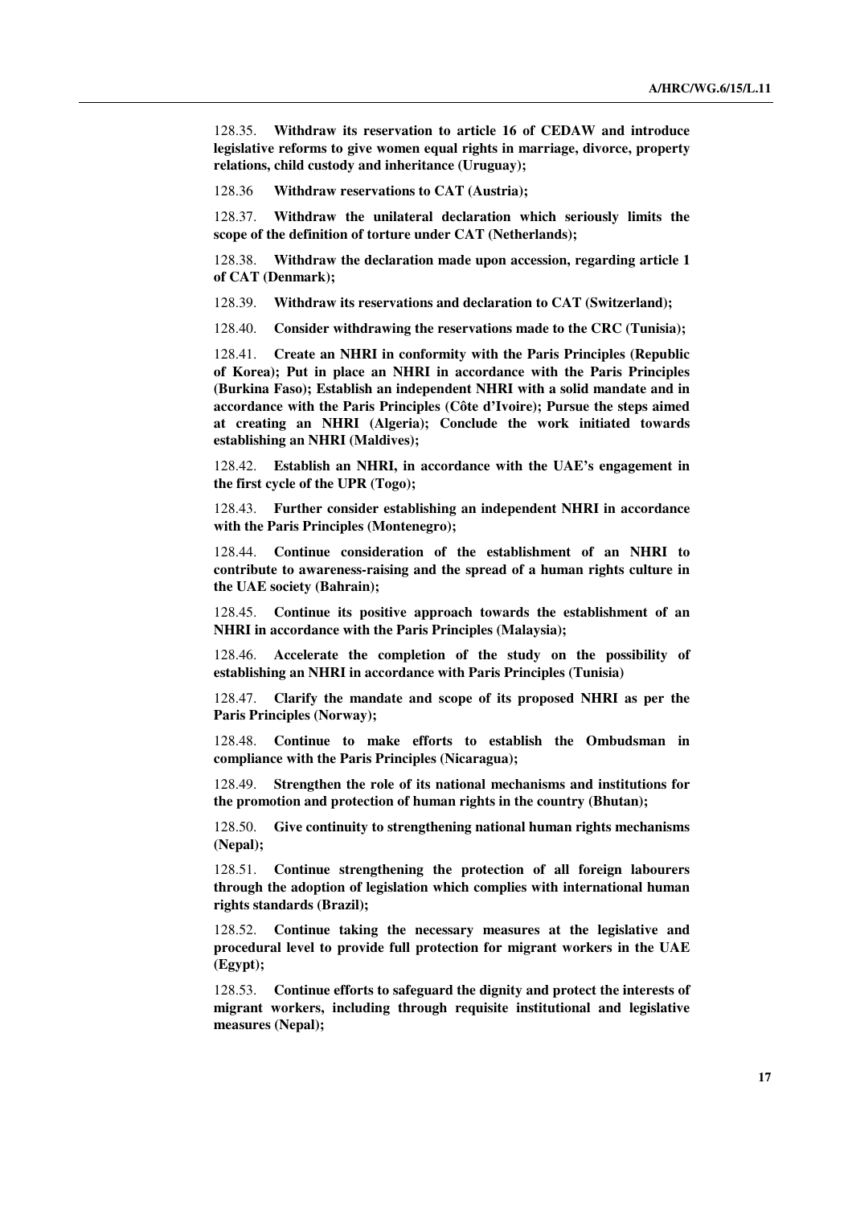128.35. **Withdraw its reservation to article 16 of CEDAW and introduce legislative reforms to give women equal rights in marriage, divorce, property relations, child custody and inheritance (Uruguay);**

128.36 **Withdraw reservations to CAT (Austria);**

128.37. **Withdraw the unilateral declaration which seriously limits the scope of the definition of torture under CAT (Netherlands);**

128.38. **Withdraw the declaration made upon accession, regarding article 1 of CAT (Denmark);**

128.39. **Withdraw its reservations and declaration to CAT (Switzerland);**

128.40. **Consider withdrawing the reservations made to the CRC (Tunisia);**

128.41. **Create an NHRI in conformity with the Paris Principles (Republic of Korea); Put in place an NHRI in accordance with the Paris Principles (Burkina Faso); Establish an independent NHRI with a solid mandate and in accordance with the Paris Principles (Côte d'Ivoire); Pursue the steps aimed at creating an NHRI (Algeria); Conclude the work initiated towards establishing an NHRI (Maldives);**

128.42. **Establish an NHRI, in accordance with the UAE's engagement in the first cycle of the UPR (Togo);**

128.43. **Further consider establishing an independent NHRI in accordance with the Paris Principles (Montenegro);**

128.44. **Continue consideration of the establishment of an NHRI to contribute to awareness-raising and the spread of a human rights culture in the UAE society (Bahrain);**

128.45. **Continue its positive approach towards the establishment of an NHRI in accordance with the Paris Principles (Malaysia);**

128.46. **Accelerate the completion of the study on the possibility of establishing an NHRI in accordance with Paris Principles (Tunisia)**

128.47. **Clarify the mandate and scope of its proposed NHRI as per the Paris Principles (Norway);**

128.48. **Continue to make efforts to establish the Ombudsman in compliance with the Paris Principles (Nicaragua);**

128.49. **Strengthen the role of its national mechanisms and institutions for the promotion and protection of human rights in the country (Bhutan);**

128.50. **Give continuity to strengthening national human rights mechanisms (Nepal);**

128.51. **Continue strengthening the protection of all foreign labourers through the adoption of legislation which complies with international human rights standards (Brazil);**

128.52. **Continue taking the necessary measures at the legislative and procedural level to provide full protection for migrant workers in the UAE (Egypt);**

128.53. **Continue efforts to safeguard the dignity and protect the interests of migrant workers, including through requisite institutional and legislative measures (Nepal);**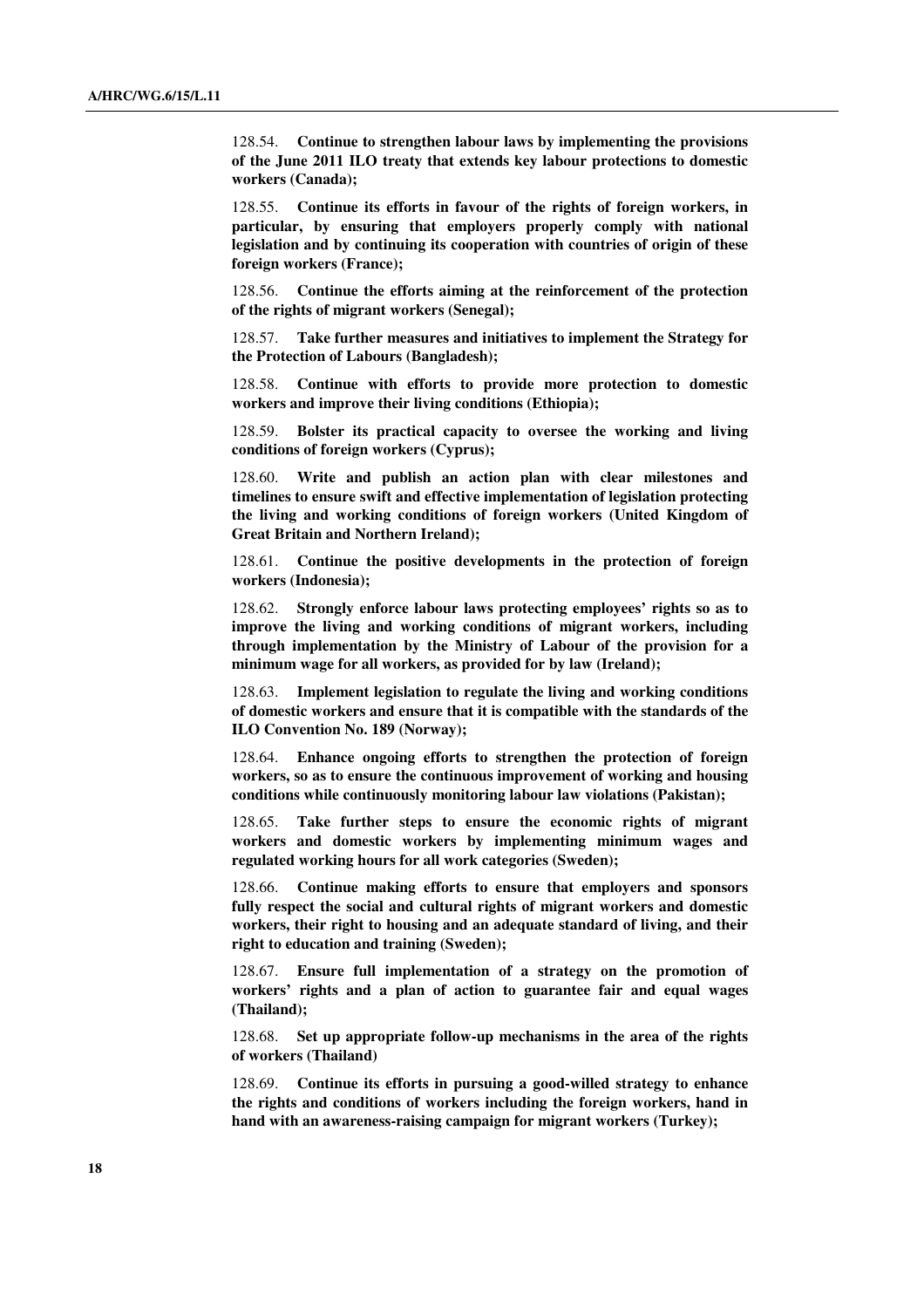128.54. **Continue to strengthen labour laws by implementing the provisions of the June 2011 ILO treaty that extends key labour protections to domestic workers (Canada);**

128.55. **Continue its efforts in favour of the rights of foreign workers, in particular, by ensuring that employers properly comply with national legislation and by continuing its cooperation with countries of origin of these foreign workers (France);**

128.56. **Continue the efforts aiming at the reinforcement of the protection of the rights of migrant workers (Senegal);**

128.57. **Take further measures and initiatives to implement the Strategy for the Protection of Labours (Bangladesh);**

128.58. **Continue with efforts to provide more protection to domestic workers and improve their living conditions (Ethiopia);**

128.59. **Bolster its practical capacity to oversee the working and living conditions of foreign workers (Cyprus);**

128.60. **Write and publish an action plan with clear milestones and timelines to ensure swift and effective implementation of legislation protecting the living and working conditions of foreign workers (United Kingdom of Great Britain and Northern Ireland);**

128.61. **Continue the positive developments in the protection of foreign workers (Indonesia);**

128.62. **Strongly enforce labour laws protecting employees' rights so as to improve the living and working conditions of migrant workers, including through implementation by the Ministry of Labour of the provision for a minimum wage for all workers, as provided for by law (Ireland);**

128.63. **Implement legislation to regulate the living and working conditions of domestic workers and ensure that it is compatible with the standards of the ILO Convention No. 189 (Norway);**

128.64. **Enhance ongoing efforts to strengthen the protection of foreign workers, so as to ensure the continuous improvement of working and housing conditions while continuously monitoring labour law violations (Pakistan);**

128.65. **Take further steps to ensure the economic rights of migrant workers and domestic workers by implementing minimum wages and regulated working hours for all work categories (Sweden);**

128.66. **Continue making efforts to ensure that employers and sponsors fully respect the social and cultural rights of migrant workers and domestic workers, their right to housing and an adequate standard of living, and their right to education and training (Sweden);**

128.67. **Ensure full implementation of a strategy on the promotion of workers' rights and a plan of action to guarantee fair and equal wages (Thailand);**

128.68. **Set up appropriate follow-up mechanisms in the area of the rights of workers (Thailand)**

128.69. **Continue its efforts in pursuing a good-willed strategy to enhance the rights and conditions of workers including the foreign workers, hand in hand with an awareness-raising campaign for migrant workers (Turkey);**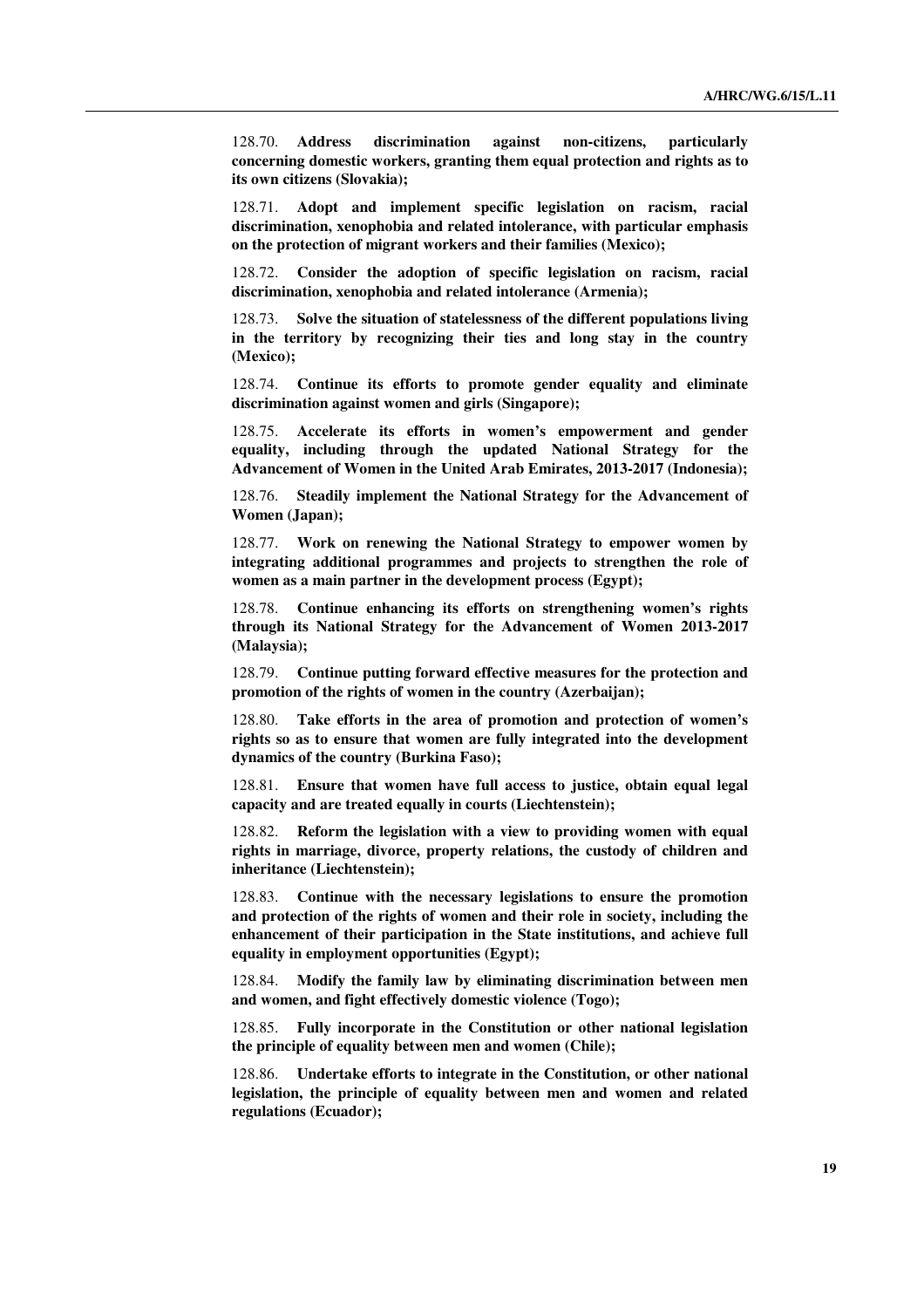128.70. **Address discrimination against non-citizens, particularly concerning domestic workers, granting them equal protection and rights as to its own citizens (Slovakia);**

128.71. **Adopt and implement specific legislation on racism, racial discrimination, xenophobia and related intolerance, with particular emphasis on the protection of migrant workers and their families (Mexico);**

128.72. **Consider the adoption of specific legislation on racism, racial discrimination, xenophobia and related intolerance (Armenia);**

128.73. **Solve the situation of statelessness of the different populations living in the territory by recognizing their ties and long stay in the country (Mexico);**

128.74. **Continue its efforts to promote gender equality and eliminate discrimination against women and girls (Singapore);**

128.75. **Accelerate its efforts in women's empowerment and gender equality, including through the updated National Strategy for the Advancement of Women in the United Arab Emirates, 2013-2017 (Indonesia);**

128.76. **Steadily implement the National Strategy for the Advancement of Women (Japan);**

128.77. **Work on renewing the National Strategy to empower women by integrating additional programmes and projects to strengthen the role of women as a main partner in the development process (Egypt);**

128.78. **Continue enhancing its efforts on strengthening women's rights through its National Strategy for the Advancement of Women 2013-2017 (Malaysia);**

128.79. **Continue putting forward effective measures for the protection and promotion of the rights of women in the country (Azerbaijan);**

128.80. **Take efforts in the area of promotion and protection of women's rights so as to ensure that women are fully integrated into the development dynamics of the country (Burkina Faso);**

128.81. **Ensure that women have full access to justice, obtain equal legal capacity and are treated equally in courts (Liechtenstein);**

128.82. **Reform the legislation with a view to providing women with equal rights in marriage, divorce, property relations, the custody of children and inheritance (Liechtenstein);**

128.83. **Continue with the necessary legislations to ensure the promotion and protection of the rights of women and their role in society, including the enhancement of their participation in the State institutions, and achieve full equality in employment opportunities (Egypt);**

128.84. **Modify the family law by eliminating discrimination between men and women, and fight effectively domestic violence (Togo);**

128.85. **Fully incorporate in the Constitution or other national legislation the principle of equality between men and women (Chile);**

128.86. **Undertake efforts to integrate in the Constitution, or other national legislation, the principle of equality between men and women and related regulations (Ecuador);**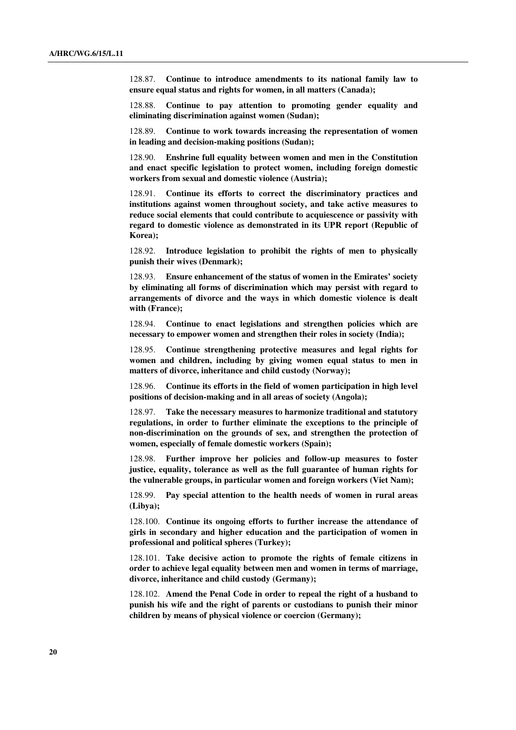128.87. **Continue to introduce amendments to its national family law to ensure equal status and rights for women, in all matters (Canada);**

128.88. **Continue to pay attention to promoting gender equality and eliminating discrimination against women (Sudan);**

128.89. **Continue to work towards increasing the representation of women in leading and decision-making positions (Sudan);**

128.90. **Enshrine full equality between women and men in the Constitution and enact specific legislation to protect women, including foreign domestic workers from sexual and domestic violence (Austria);**

128.91. **Continue its efforts to correct the discriminatory practices and institutions against women throughout society, and take active measures to reduce social elements that could contribute to acquiescence or passivity with regard to domestic violence as demonstrated in its UPR report (Republic of Korea);**

128.92. **Introduce legislation to prohibit the rights of men to physically punish their wives (Denmark);**

128.93. **Ensure enhancement of the status of women in the Emirates' society by eliminating all forms of discrimination which may persist with regard to arrangements of divorce and the ways in which domestic violence is dealt with (France);**

128.94. **Continue to enact legislations and strengthen policies which are necessary to empower women and strengthen their roles in society (India);**

128.95. **Continue strengthening protective measures and legal rights for women and children, including by giving women equal status to men in matters of divorce, inheritance and child custody (Norway);**

128.96. **Continue its efforts in the field of women participation in high level positions of decision-making and in all areas of society (Angola);**

128.97. **Take the necessary measures to harmonize traditional and statutory regulations, in order to further eliminate the exceptions to the principle of non-discrimination on the grounds of sex, and strengthen the protection of women, especially of female domestic workers (Spain);**

128.98. **Further improve her policies and follow-up measures to foster justice, equality, tolerance as well as the full guarantee of human rights for the vulnerable groups, in particular women and foreign workers (Viet Nam);**

128.99. **Pay special attention to the health needs of women in rural areas (Libya);**

128.100. **Continue its ongoing efforts to further increase the attendance of girls in secondary and higher education and the participation of women in professional and political spheres (Turkey);**

128.101. **Take decisive action to promote the rights of female citizens in order to achieve legal equality between men and women in terms of marriage, divorce, inheritance and child custody (Germany);**

128.102. **Amend the Penal Code in order to repeal the right of a husband to punish his wife and the right of parents or custodians to punish their minor children by means of physical violence or coercion (Germany);**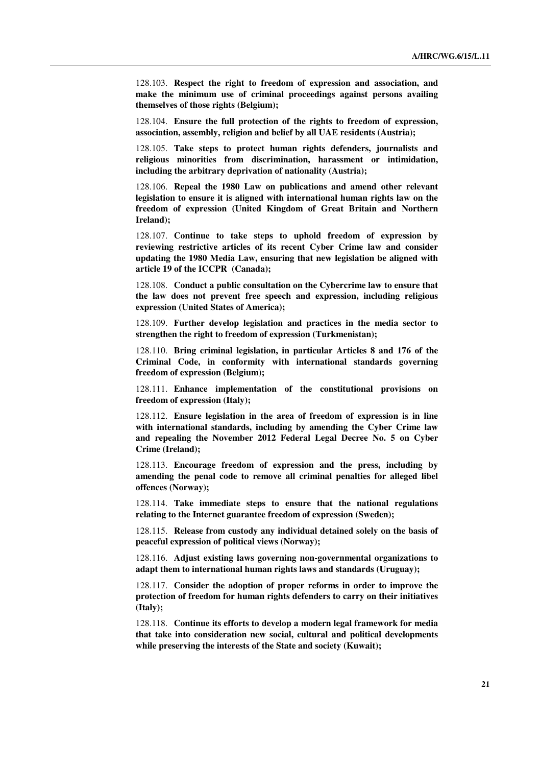128.103. **Respect the right to freedom of expression and association, and make the minimum use of criminal proceedings against persons availing themselves of those rights (Belgium);**

128.104. **Ensure the full protection of the rights to freedom of expression, association, assembly, religion and belief by all UAE residents (Austria);**

128.105. **Take steps to protect human rights defenders, journalists and religious minorities from discrimination, harassment or intimidation, including the arbitrary deprivation of nationality (Austria);**

128.106. **Repeal the 1980 Law on publications and amend other relevant legislation to ensure it is aligned with international human rights law on the freedom of expression (United Kingdom of Great Britain and Northern Ireland);**

128.107. **Continue to take steps to uphold freedom of expression by reviewing restrictive articles of its recent Cyber Crime law and consider updating the 1980 Media Law, ensuring that new legislation be aligned with article 19 of the ICCPR (Canada);**

128.108. **Conduct a public consultation on the Cybercrime law to ensure that the law does not prevent free speech and expression, including religious expression (United States of America);**

128.109. **Further develop legislation and practices in the media sector to strengthen the right to freedom of expression (Turkmenistan);**

128.110. **Bring criminal legislation, in particular Articles 8 and 176 of the Criminal Code, in conformity with international standards governing freedom of expression (Belgium);**

128.111. **Enhance implementation of the constitutional provisions on freedom of expression (Italy);**

128.112. **Ensure legislation in the area of freedom of expression is in line with international standards, including by amending the Cyber Crime law and repealing the November 2012 Federal Legal Decree No. 5 on Cyber Crime (Ireland);**

128.113. **Encourage freedom of expression and the press, including by amending the penal code to remove all criminal penalties for alleged libel offences (Norway);**

128.114. **Take immediate steps to ensure that the national regulations relating to the Internet guarantee freedom of expression (Sweden);**

128.115. **Release from custody any individual detained solely on the basis of peaceful expression of political views (Norway);**

128.116. **Adjust existing laws governing non-governmental organizations to adapt them to international human rights laws and standards (Uruguay);**

128.117. **Consider the adoption of proper reforms in order to improve the protection of freedom for human rights defenders to carry on their initiatives (Italy);**

128.118. **Continue its efforts to develop a modern legal framework for media that take into consideration new social, cultural and political developments while preserving the interests of the State and society (Kuwait);**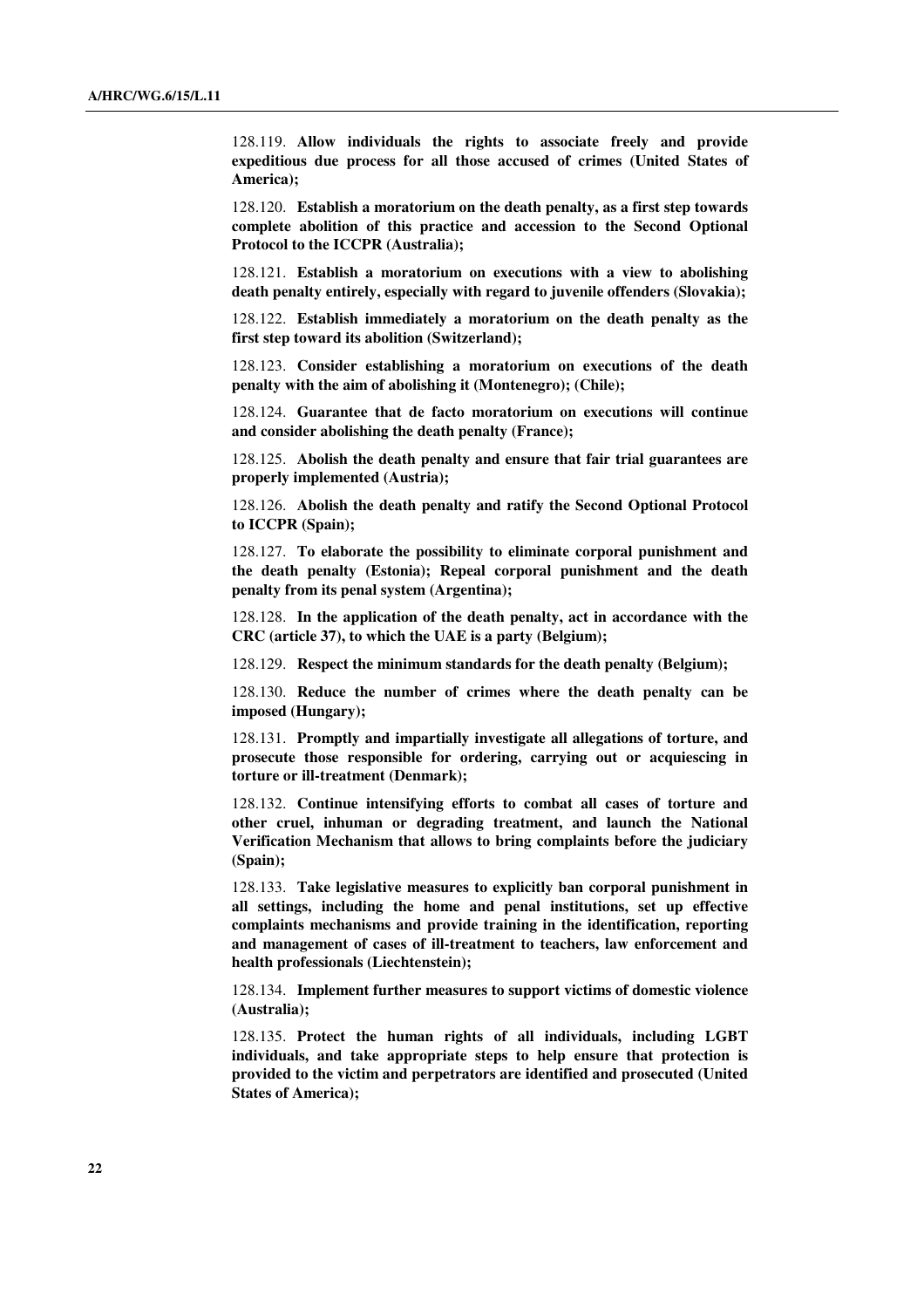128.119. **Allow individuals the rights to associate freely and provide expeditious due process for all those accused of crimes (United States of America);**

128.120. **Establish a moratorium on the death penalty, as a first step towards complete abolition of this practice and accession to the Second Optional Protocol to the ICCPR (Australia);**

128.121. **Establish a moratorium on executions with a view to abolishing death penalty entirely, especially with regard to juvenile offenders (Slovakia);**

128.122. **Establish immediately a moratorium on the death penalty as the first step toward its abolition (Switzerland);**

128.123. **Consider establishing a moratorium on executions of the death penalty with the aim of abolishing it (Montenegro); (Chile);**

128.124. **Guarantee that de facto moratorium on executions will continue and consider abolishing the death penalty (France);**

128.125. **Abolish the death penalty and ensure that fair trial guarantees are properly implemented (Austria);**

128.126. **Abolish the death penalty and ratify the Second Optional Protocol to ICCPR (Spain);**

128.127. **To elaborate the possibility to eliminate corporal punishment and the death penalty (Estonia); Repeal corporal punishment and the death penalty from its penal system (Argentina);**

128.128. **In the application of the death penalty, act in accordance with the CRC (article 37), to which the UAE is a party (Belgium);**

128.129. **Respect the minimum standards for the death penalty (Belgium);**

128.130. **Reduce the number of crimes where the death penalty can be imposed (Hungary);**

128.131. **Promptly and impartially investigate all allegations of torture, and prosecute those responsible for ordering, carrying out or acquiescing in torture or ill-treatment (Denmark);**

128.132. **Continue intensifying efforts to combat all cases of torture and other cruel, inhuman or degrading treatment, and launch the National Verification Mechanism that allows to bring complaints before the judiciary (Spain);**

128.133. **Take legislative measures to explicitly ban corporal punishment in all settings, including the home and penal institutions, set up effective complaints mechanisms and provide training in the identification, reporting and management of cases of ill-treatment to teachers, law enforcement and health professionals (Liechtenstein);**

128.134. **Implement further measures to support victims of domestic violence (Australia);**

128.135. **Protect the human rights of all individuals, including LGBT individuals, and take appropriate steps to help ensure that protection is provided to the victim and perpetrators are identified and prosecuted (United States of America);**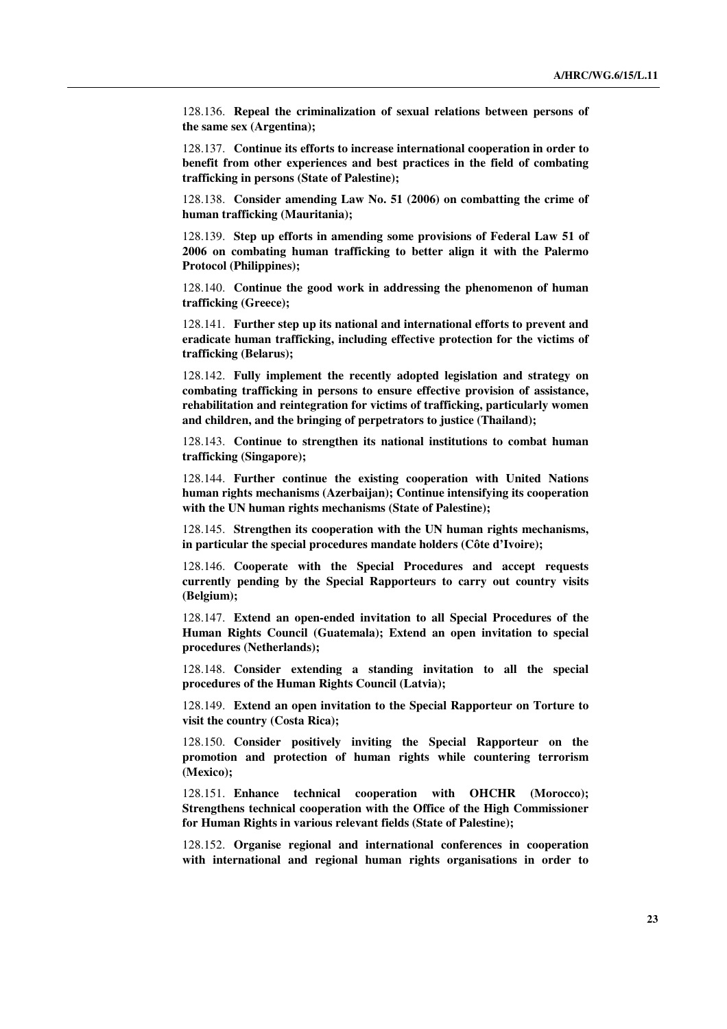128.136. **Repeal the criminalization of sexual relations between persons of the same sex (Argentina);**

128.137. **Continue its efforts to increase international cooperation in order to benefit from other experiences and best practices in the field of combating trafficking in persons (State of Palestine);**

128.138. **Consider amending Law No. 51 (2006) on combatting the crime of human trafficking (Mauritania);**

128.139. **Step up efforts in amending some provisions of Federal Law 51 of 2006 on combating human trafficking to better align it with the Palermo Protocol (Philippines);**

128.140. **Continue the good work in addressing the phenomenon of human trafficking (Greece);**

128.141. **Further step up its national and international efforts to prevent and eradicate human trafficking, including effective protection for the victims of trafficking (Belarus);**

128.142. **Fully implement the recently adopted legislation and strategy on combating trafficking in persons to ensure effective provision of assistance, rehabilitation and reintegration for victims of trafficking, particularly women and children, and the bringing of perpetrators to justice (Thailand);**

128.143. **Continue to strengthen its national institutions to combat human trafficking (Singapore);**

128.144. **Further continue the existing cooperation with United Nations human rights mechanisms (Azerbaijan); Continue intensifying its cooperation with the UN human rights mechanisms (State of Palestine);**

128.145. **Strengthen its cooperation with the UN human rights mechanisms, in particular the special procedures mandate holders (Côte d'Ivoire);**

128.146. **Cooperate with the Special Procedures and accept requests currently pending by the Special Rapporteurs to carry out country visits (Belgium);**

128.147. **Extend an open-ended invitation to all Special Procedures of the Human Rights Council (Guatemala); Extend an open invitation to special procedures (Netherlands);**

128.148. **Consider extending a standing invitation to all the special procedures of the Human Rights Council (Latvia);**

128.149. **Extend an open invitation to the Special Rapporteur on Torture to visit the country (Costa Rica);**

128.150. **Consider positively inviting the Special Rapporteur on the promotion and protection of human rights while countering terrorism (Mexico);**

128.151. **Enhance technical cooperation with OHCHR (Morocco); Strengthens technical cooperation with the Office of the High Commissioner for Human Rights in various relevant fields (State of Palestine);**

128.152. **Organise regional and international conferences in cooperation with international and regional human rights organisations in order to**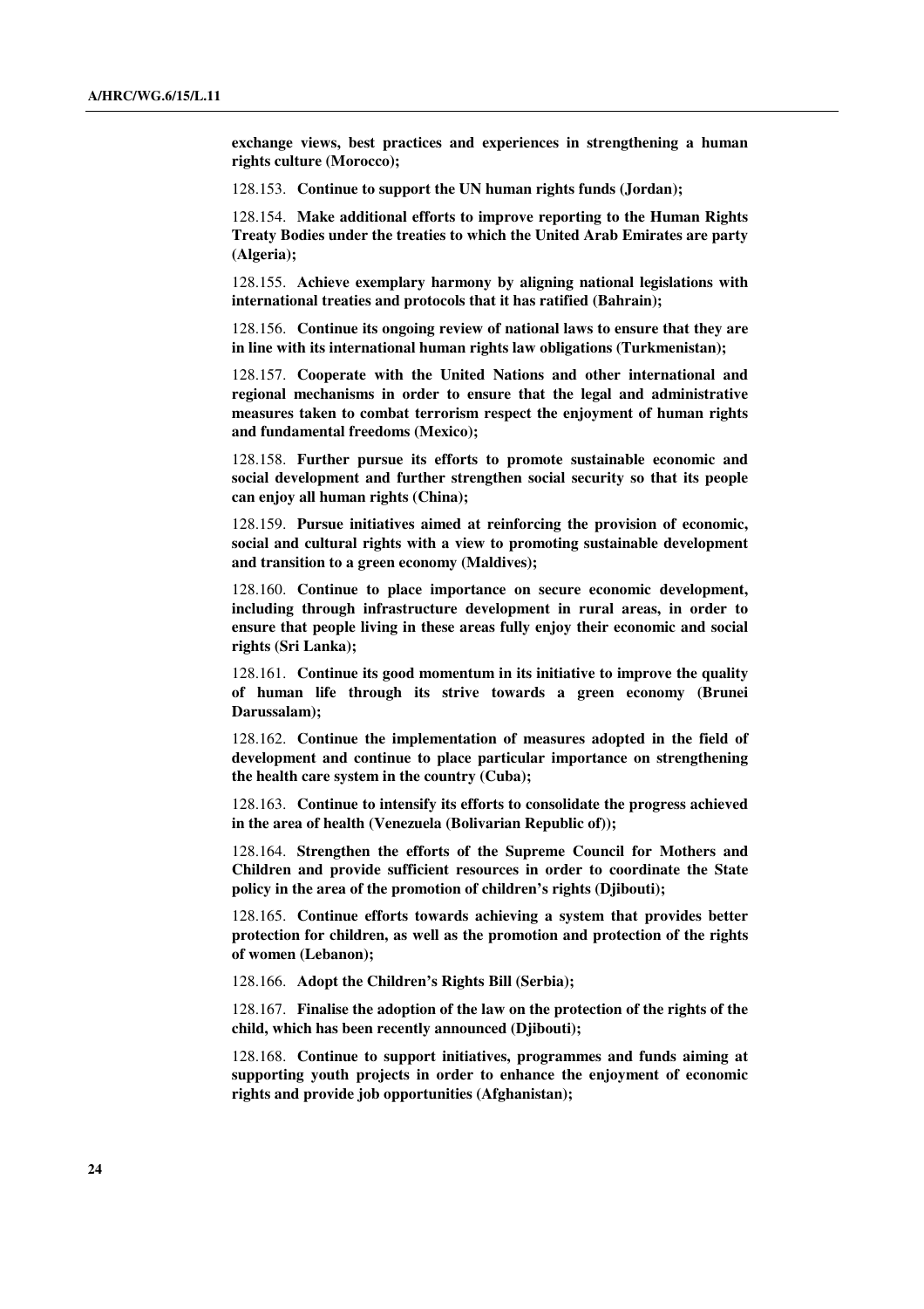**exchange views, best practices and experiences in strengthening a human rights culture (Morocco);**

128.153. **Continue to support the UN human rights funds (Jordan);**

128.154. **Make additional efforts to improve reporting to the Human Rights Treaty Bodies under the treaties to which the United Arab Emirates are party (Algeria);**

128.155. **Achieve exemplary harmony by aligning national legislations with international treaties and protocols that it has ratified (Bahrain);**

128.156. **Continue its ongoing review of national laws to ensure that they are in line with its international human rights law obligations (Turkmenistan);**

128.157. **Cooperate with the United Nations and other international and regional mechanisms in order to ensure that the legal and administrative measures taken to combat terrorism respect the enjoyment of human rights and fundamental freedoms (Mexico);**

128.158. **Further pursue its efforts to promote sustainable economic and social development and further strengthen social security so that its people can enjoy all human rights (China);**

128.159. **Pursue initiatives aimed at reinforcing the provision of economic, social and cultural rights with a view to promoting sustainable development and transition to a green economy (Maldives);**

128.160. **Continue to place importance on secure economic development, including through infrastructure development in rural areas, in order to ensure that people living in these areas fully enjoy their economic and social rights (Sri Lanka);**

128.161. **Continue its good momentum in its initiative to improve the quality of human life through its strive towards a green economy (Brunei Darussalam);**

128.162. **Continue the implementation of measures adopted in the field of development and continue to place particular importance on strengthening the health care system in the country (Cuba);**

128.163. **Continue to intensify its efforts to consolidate the progress achieved in the area of health (Venezuela (Bolivarian Republic of));**

128.164. **Strengthen the efforts of the Supreme Council for Mothers and Children and provide sufficient resources in order to coordinate the State policy in the area of the promotion of children's rights (Djibouti);**

128.165. **Continue efforts towards achieving a system that provides better protection for children, as well as the promotion and protection of the rights of women (Lebanon);**

128.166. **Adopt the Children's Rights Bill (Serbia);**

128.167. **Finalise the adoption of the law on the protection of the rights of the child, which has been recently announced (Djibouti);**

128.168. **Continue to support initiatives, programmes and funds aiming at supporting youth projects in order to enhance the enjoyment of economic rights and provide job opportunities (Afghanistan);**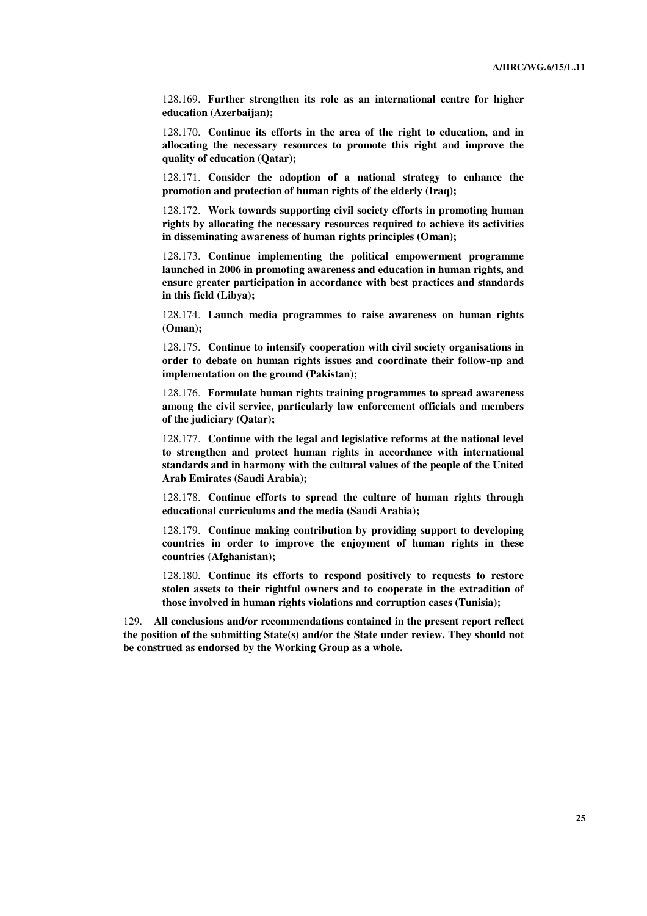128.169. **Further strengthen its role as an international centre for higher education (Azerbaijan);**

128.170. **Continue its efforts in the area of the right to education, and in allocating the necessary resources to promote this right and improve the quality of education (Qatar);**

128.171. **Consider the adoption of a national strategy to enhance the promotion and protection of human rights of the elderly (Iraq);**

128.172. **Work towards supporting civil society efforts in promoting human rights by allocating the necessary resources required to achieve its activities in disseminating awareness of human rights principles (Oman);**

128.173. **Continue implementing the political empowerment programme launched in 2006 in promoting awareness and education in human rights, and ensure greater participation in accordance with best practices and standards in this field (Libya);**

128.174. **Launch media programmes to raise awareness on human rights (Oman);**

128.175. **Continue to intensify cooperation with civil society organisations in order to debate on human rights issues and coordinate their follow-up and implementation on the ground (Pakistan);**

128.176. **Formulate human rights training programmes to spread awareness among the civil service, particularly law enforcement officials and members of the judiciary (Qatar);**

128.177. **Continue with the legal and legislative reforms at the national level to strengthen and protect human rights in accordance with international standards and in harmony with the cultural values of the people of the United Arab Emirates (Saudi Arabia);**

128.178. **Continue efforts to spread the culture of human rights through educational curriculums and the media (Saudi Arabia);**

128.179. **Continue making contribution by providing support to developing countries in order to improve the enjoyment of human rights in these countries (Afghanistan);**

128.180. **Continue its efforts to respond positively to requests to restore stolen assets to their rightful owners and to cooperate in the extradition of those involved in human rights violations and corruption cases (Tunisia);**

129. **All conclusions and/or recommendations contained in the present report reflect the position of the submitting State(s) and/or the State under review. They should not be construed as endorsed by the Working Group as a whole.**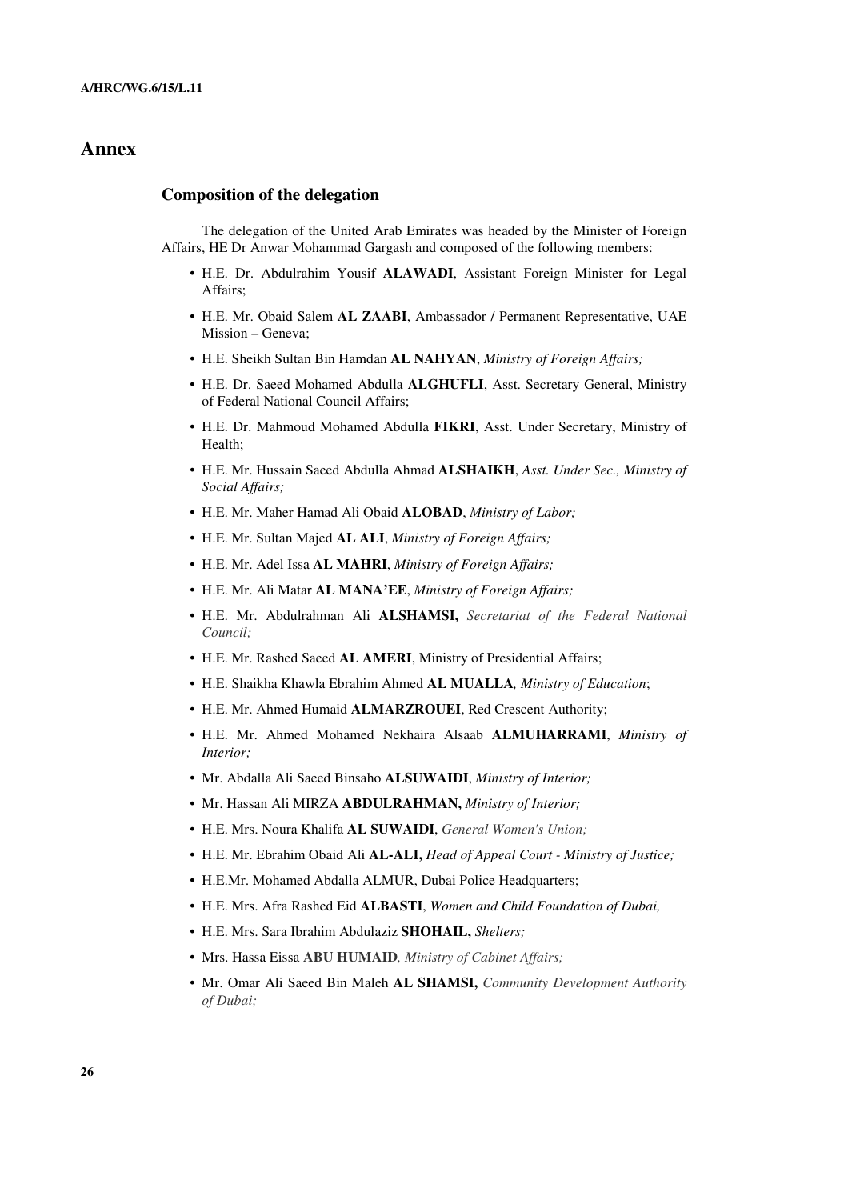# Annex

## Composition of the delegation

The delegation of the United Arab Emirates was headed by the Minister of Foreign Affairs, HE Dr Anwar Mohammad Gargash and composed of the following members:

- H.E. Dr. Abdulrahim Yousif **ALAWADI**, Assistant Foreign Minister for Legal Affairs;
- H.E. Mr. Obaid Salem **AL ZAABI**, Ambassador / Permanent Representative, UAE Mission – Geneva;
- H.E. Sheikh Sultan Bin Hamdan **AL NAHYAN**, *Ministry of Foreign Affairs;*
- H.E. Dr. Saeed Mohamed Abdulla **ALGHUFLI**, Asst. Secretary General, Ministry of Federal National Council Affairs;
- H.E. Dr. Mahmoud Mohamed Abdulla **FIKRI**, Asst. Under Secretary, Ministry of Health;
- H.E. Mr. Hussain Saeed Abdulla Ahmad **ALSHAIKH**, *Asst. Under Sec., Ministry of Social Affairs;*
- H.E. Mr. Maher Hamad Ali Obaid **ALOBAD**, *Ministry of Labor;*
- H.E. Mr. Sultan Majed **AL ALI**, *Ministry of Foreign Affairs;*
- H.E. Mr. Adel Issa **AL MAHRI**, *Ministry of Foreign Affairs;*
- H.E. Mr. Ali Matar **AL MANA'EE**, *Ministry of Foreign Affairs;*
- H.E. Mr. Abdulrahman Ali **ALSHAMSI,** *Secretariat of the Federal National Council;*
- H.E. Mr. Rashed Saeed **AL AMERI**, Ministry of Presidential Affairs;
- H.E. Shaikha Khawla Ebrahim Ahmed **AL MUALLA***, Ministry of Education*;
- H.E. Mr. Ahmed Humaid **ALMARZROUEI**, Red Crescent Authority;
- H.E. Mr. Ahmed Mohamed Nekhaira Alsaab **ALMUHARRAMI**, *Ministry of Interior;*
- Mr. Abdalla Ali Saeed Binsaho **ALSUWAIDI**, *Ministry of Interior;*
- Mr. Hassan Ali MIRZA **ABDULRAHMAN,** *Ministry of Interior;*
- H.E. Mrs. Noura Khalifa **AL SUWAIDI**, *General Women's Union;*
- H.E. Mr. Ebrahim Obaid Ali **AL-ALI,** *Head of Appeal Court - Ministry of Justice;*
- H.E.Mr. Mohamed Abdalla ALMUR, Dubai Police Headquarters;
- H.E. Mrs. Afra Rashed Eid **ALBASTI**, *Women and Child Foundation of Dubai,*
- H.E. Mrs. Sara Ibrahim Abdulaziz **SHOHAIL,** *Shelters;*
- Mrs. Hassa Eissa **ABU HUMAID***, Ministry of Cabinet Affairs;*
- Mr. Omar Ali Saeed Bin Maleh **AL SHAMSI,** *Community Development Authority of Dubai;*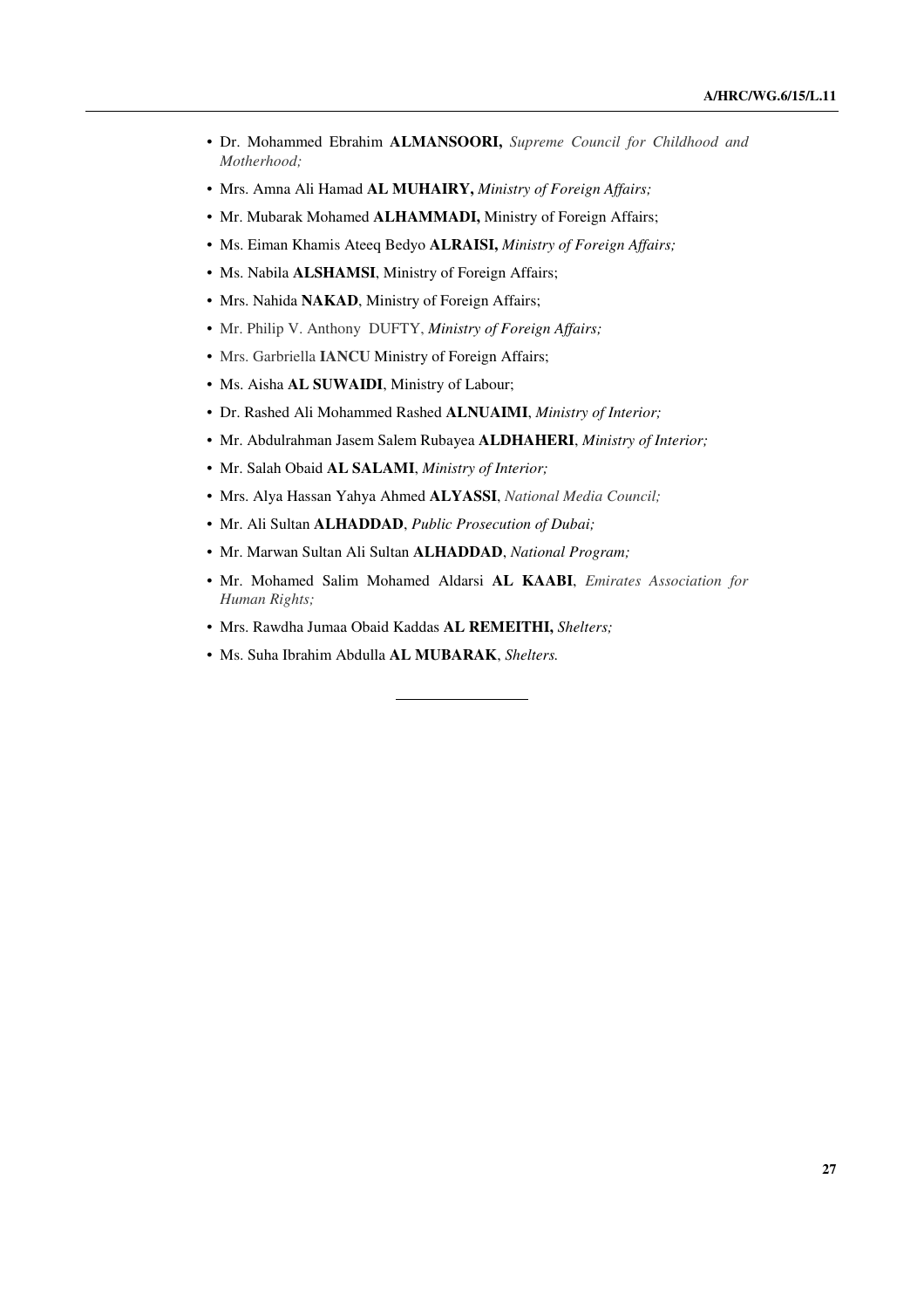- Dr. Mohammed Ebrahim **ALMANSOORI,** *Supreme Council for Childhood and Motherhood;*
- Mrs. Amna Ali Hamad **AL MUHAIRY,** *Ministry of Foreign Affairs;*
- Mr. Mubarak Mohamed **ALHAMMADI,** Ministry of Foreign Affairs;
- Ms. Eiman Khamis Ateeq Bedyo **ALRAISI,** *Ministry of Foreign Affairs;*
- Ms. Nabila **ALSHAMSI**, Ministry of Foreign Affairs;
- Mrs. Nahida **NAKAD**, Ministry of Foreign Affairs;
- Mr. Philip V. Anthony DUFTY, *Ministry of Foreign Affairs;*
- Mrs. Garbriella **IANCU** Ministry of Foreign Affairs;
- Ms. Aisha **AL SUWAIDI**, Ministry of Labour;
- Dr. Rashed Ali Mohammed Rashed **ALNUAIMI**, *Ministry of Interior;*
- Mr. Abdulrahman Jasem Salem Rubayea **ALDHAHERI**, *Ministry of Interior;*
- Mr. Salah Obaid **AL SALAMI**, *Ministry of Interior;*
- Mrs. Alya Hassan Yahya Ahmed **ALYASSI**, *National Media Council;*
- Mr. Ali Sultan **ALHADDAD**, *Public Prosecution of Dubai;*
- Mr. Marwan Sultan Ali Sultan **ALHADDAD**, *National Program;*
- Mr. Mohamed Salim Mohamed Aldarsi **AL KAABI**, *Emirates Association for Human Rights;*
- Mrs. Rawdha Jumaa Obaid Kaddas **AL REMEITHI,** *Shelters;*
- Ms. Suha Ibrahim Abdulla **AL MUBARAK**, *Shelters.*